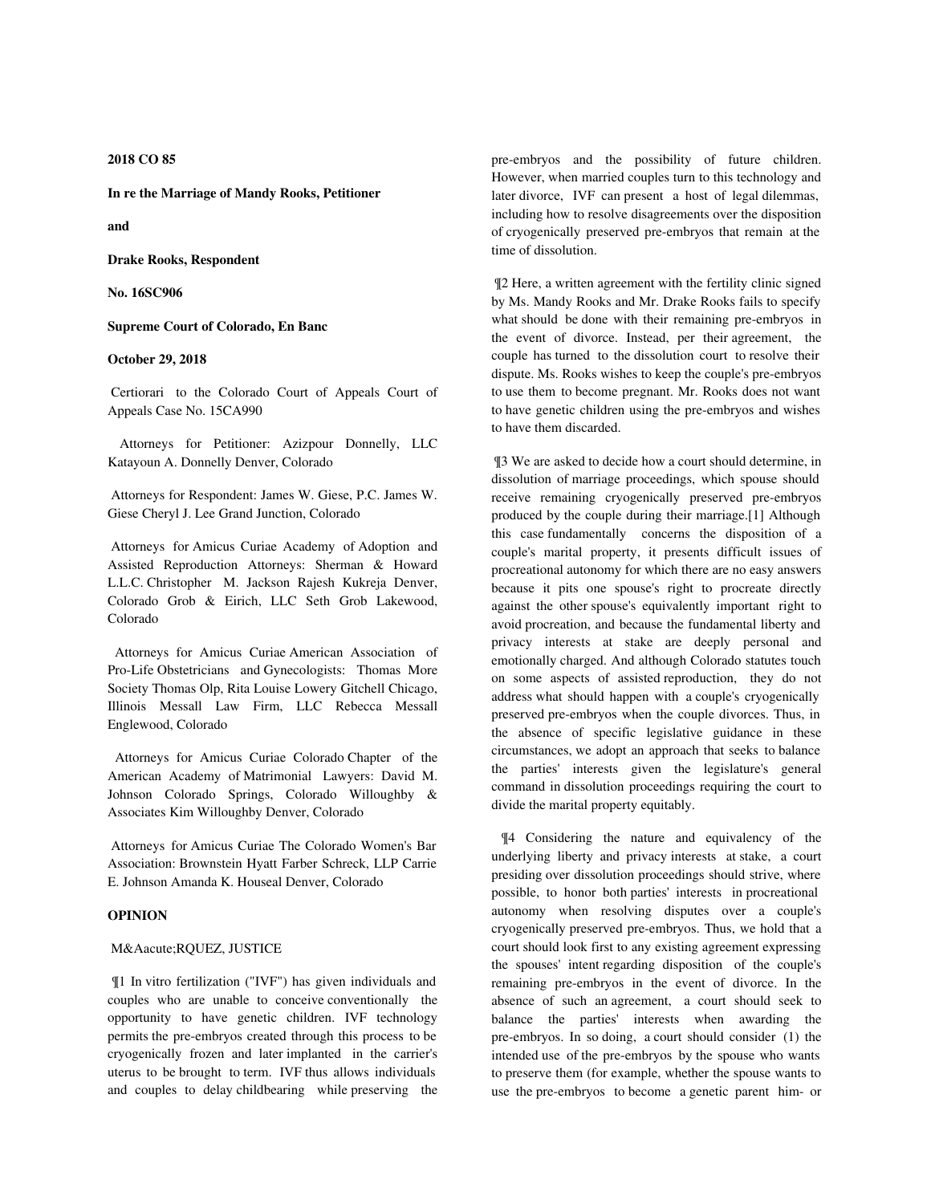**2018 CO 85**

**In re the Marriage of Mandy Rooks, Petitioner**

**and**

**Drake Rooks, Respondent**

**No. 16SC906**

**Supreme Court of Colorado, En Banc**

**October 29, 2018**

Certiorari to the Colorado Court of Appeals Court of Appeals Case No. 15CA990

Attorneys for Petitioner: Azizpour Donnelly, LLC Katayoun A. Donnelly Denver, Colorado

Attorneys for Respondent: James W. Giese, P.C. James W. Giese Cheryl J. Lee Grand Junction, Colorado

Attorneys for Amicus Curiae Academy of Adoption and Assisted Reproduction Attorneys: Sherman & Howard L.L.C. Christopher M. Jackson Rajesh Kukreja Denver, Colorado Grob & Eirich, LLC Seth Grob Lakewood, Colorado

Attorneys for Amicus Curiae American Association of Pro-Life Obstetricians and Gynecologists: Thomas More Society Thomas Olp, Rita Louise Lowery Gitchell Chicago, Illinois Messall Law Firm, LLC Rebecca Messall Englewood, Colorado

Attorneys for Amicus Curiae Colorado Chapter of the American Academy of Matrimonial Lawyers: David M. Johnson Colorado Springs, Colorado Willoughby & Associates Kim Willoughby Denver, Colorado

Attorneys for Amicus Curiae The Colorado Women's Bar Association: Brownstein Hyatt Farber Schreck, LLP Carrie E. Johnson Amanda K. Houseal Denver, Colorado

**OPINION**

M&Aacute;RQUEZ, JUSTICE

¶1 In vitro fertilization ("IVF") has given individuals and couples who are unable to conceive conventionally the opportunity to have genetic children. IVF technology permits the pre-embryos created through this process to be cryogenically frozen and later implanted in the carrier's uterus to be brought to term. IVF thus allows individuals and couples to delay childbearing while preserving the pre-embryos and the possibility of future children. However, when married couples turn to this technology and later divorce, IVF can present a host of legal dilemmas, including how to resolve disagreements over the disposition of cryogenically preserved pre-embryos that remain at the time of dissolution.

¶2 Here, a written agreement with the fertility clinic signed by Ms. Mandy Rooks and Mr. Drake Rooks fails to specify what should be done with their remaining pre-embryos in the event of divorce. Instead, per their agreement, the couple has turned to the dissolution court to resolve their dispute. Ms. Rooks wishes to keep the couple's pre-embryos to use them to become pregnant. Mr. Rooks does not want to have genetic children using the pre-embryos and wishes to have them discarded.

¶3 We are asked to decide how a court should determine, in dissolution of marriage proceedings, which spouse should receive remaining cryogenically preserved pre-embryos produced by the couple during their marriage.[1] Although this case fundamentally concerns the disposition of a couple's marital property, it presents difficult issues of procreational autonomy for which there are no easy answers because it pits one spouse's right to procreate directly against the other spouse's equivalently important right to avoid procreation, and because the fundamental liberty and privacy interests at stake are deeply personal and emotionally charged. And although Colorado statutes touch on some aspects of assisted reproduction, they do not address what should happen with a couple's cryogenically preserved pre-embryos when the couple divorces. Thus, in the absence of specific legislative guidance in these circumstances, we adopt an approach that seeks to balance the parties' interests given the legislature's general command in dissolution proceedings requiring the court to divide the marital property equitably.

¶4 Considering the nature and equivalency of the underlying liberty and privacy interests at stake, a court presiding over dissolution proceedings should strive, where possible, to honor both parties' interests in procreational autonomy when resolving disputes over a couple's cryogenically preserved pre-embryos. Thus, we hold that a court should look first to any existing agreement expressing the spouses' intent regarding disposition of the couple's remaining pre-embryos in the event of divorce. In the absence of such an agreement, a court should seek to balance the parties' interests when awarding the pre-embryos. In so doing, a court should consider (1) the intended use of the pre-embryos by the spouse who wants to preserve them (for example, whether the spouse wants to use the pre-embryos to become a genetic parent him- or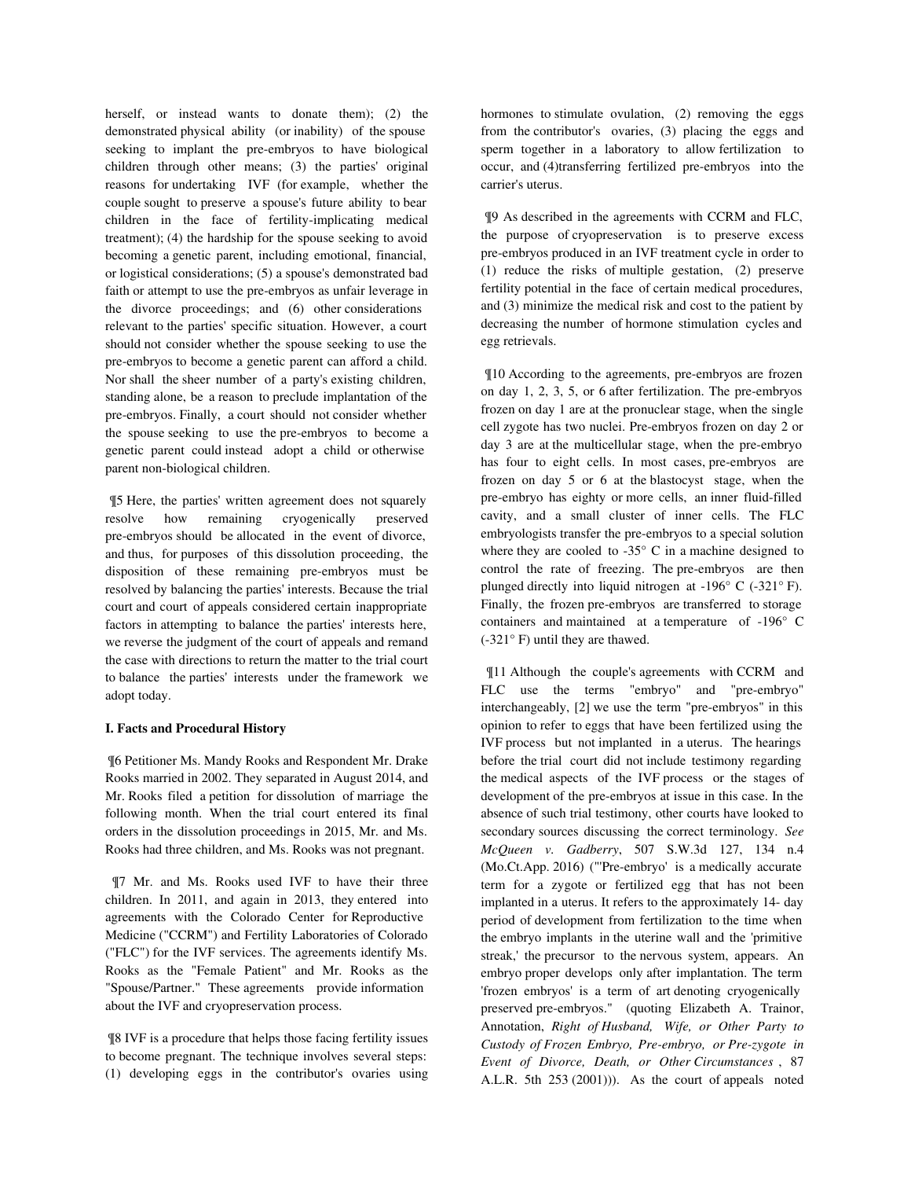herself, or instead wants to donate them); (2) the demonstrated physical ability (or inability) of the spouse seeking to implant the pre-embryos to have biological children through other means; (3) the parties' original reasons for undertaking IVF (for example, whether the couple sought to preserve a spouse's future ability to bear children in the face of fertility-implicating medical treatment); (4) the hardship for the spouse seeking to avoid becoming a genetic parent, including emotional, financial, or logistical considerations; (5) a spouse's demonstrated bad faith or attempt to use the pre-embryos as unfair leverage in the divorce proceedings; and (6) other considerations relevant to the parties' specific situation. However, a court should not consider whether the spouse seeking to use the pre-embryos to become a genetic parent can afford a child. Nor shall the sheer number of a party's existing children, standing alone, be a reason to preclude implantation of the pre-embryos. Finally, a court should not consider whether the spouse seeking to use the pre-embryos to become a genetic parent could instead adopt a child or otherwise parent non-biological children.

¶5 Here, the parties' written agreement does not squarely resolve how remaining cryogenically preserved pre-embryos should be allocated in the event of divorce, and thus, for purposes of this dissolution proceeding, the disposition of these remaining pre-embryos must be resolved by balancing the parties' interests. Because the trial court and court of appeals considered certain inappropriate factors in attempting to balance the parties' interests here, we reverse the judgment of the court of appeals and remand the case with directions to return the matter to the trial court to balance the parties' interests under the framework we adopt today.

## I. Facts and Procedural History

¶6 Petitioner Ms. Mandy Rooks and Respondent Mr. Drake Rooks married in 2002. They separated in August 2014, and Mr. Rooks filed a petition for dissolution of marriage the following month. When the trial court entered its final orders in the dissolution proceedings in 2015, Mr. and Ms. Rooks had three children, and Ms. Rooks was not pregnant.

¶7 Mr. and Ms. Rooks used IVF to have their three children. In 2011, and again in 2013, they entered into agreements with the Colorado Center for Reproductive Medicine ("CCRM") and Fertility Laboratories of Colorado ("FLC") for the IVF services. The agreements identify Ms. Rooks as the "Female Patient" and Mr. Rooks as the "Spouse/Partner." These agreements provide information about the IVF and cryopreservation process.

¶8 IVF is a procedure that helps those facing fertility issues to become pregnant. The technique involves several steps: (1) developing eggs in the contributor's ovaries using hormones to stimulate ovulation, (2) removing the eggs from the contributor's ovaries, (3) placing the eggs and sperm together in a laboratory to allow fertilization to occur, and (4)transferring fertilized pre-embryos into the carrier's uterus.

¶9 As described in the agreements with CCRM and FLC, the purpose of cryopreservation is to preserve excess pre-embryos produced in an IVF treatment cycle in order to (1) reduce the risks of multiple gestation, (2) preserve fertility potential in the face of certain medical procedures, and (3) minimize the medical risk and cost to the patient by decreasing the number of hormone stimulation cycles and egg retrievals.

¶10 According to the agreements, pre-embryos are frozen on day 1, 2, 3, 5, or 6 after fertilization. The pre-embryos frozen on day 1 are at the pronuclear stage, when the single cell zygote has two nuclei. Pre-embryos frozen on day 2 or day 3 are at the multicellular stage, when the pre-embryo has four to eight cells. In most cases, pre-embryos are frozen on day 5 or 6 at the blastocyst stage, when the pre-embryo has eighty or more cells, an inner fluid-filled cavity, and a small cluster of inner cells. The FLC embryologists transfer the pre-embryos to a special solution where they are cooled to -35° C in a machine designed to control the rate of freezing. The pre-embryos are then plunged directly into liquid nitrogen at -196° C (-321° F). Finally, the frozen pre-embryos are transferred to storage containers and maintained at a temperature of -196° C (-321° F) until they are thawed.

¶11 Although the couple's agreements with CCRM and FLC use the terms "embryo" and "pre-embryo" interchangeably, [2] we use the term "pre-embryos" in this opinion to refer to eggs that have been fertilized using the IVF process but not implanted in a uterus. The hearings before the trial court did not include testimony regarding the medical aspects of the IVF process or the stages of development of the pre-embryos at issue in this case. In the absence of such trial testimony, other courts have looked to secondary sources discussing the correct terminology. *See McQueen v. Gadberry*, 507 S.W.3d 127, 134 n.4 (Mo.Ct.App. 2016) ("'Pre-embryo' is a medically accurate term for a zygote or fertilized egg that has not been implanted in a uterus. It refers to the approximately 14- day period of development from fertilization to the time when the embryo implants in the uterine wall and the 'primitive streak,' the precursor to the nervous system, appears. An embryo proper develops only after implantation. The term 'frozen embryos' is a term of art denoting cryogenically preserved pre-embryos." (quoting Elizabeth A. Trainor, Annotation, *Right of Husband, Wife, or Other Party to Custody of Frozen Embryo, Pre-embryo, or Pre-zygote in Event of Divorce, Death, or Other Circumstances*, 87 A.L.R. 5th 253 (2001))). As the court of appeals noted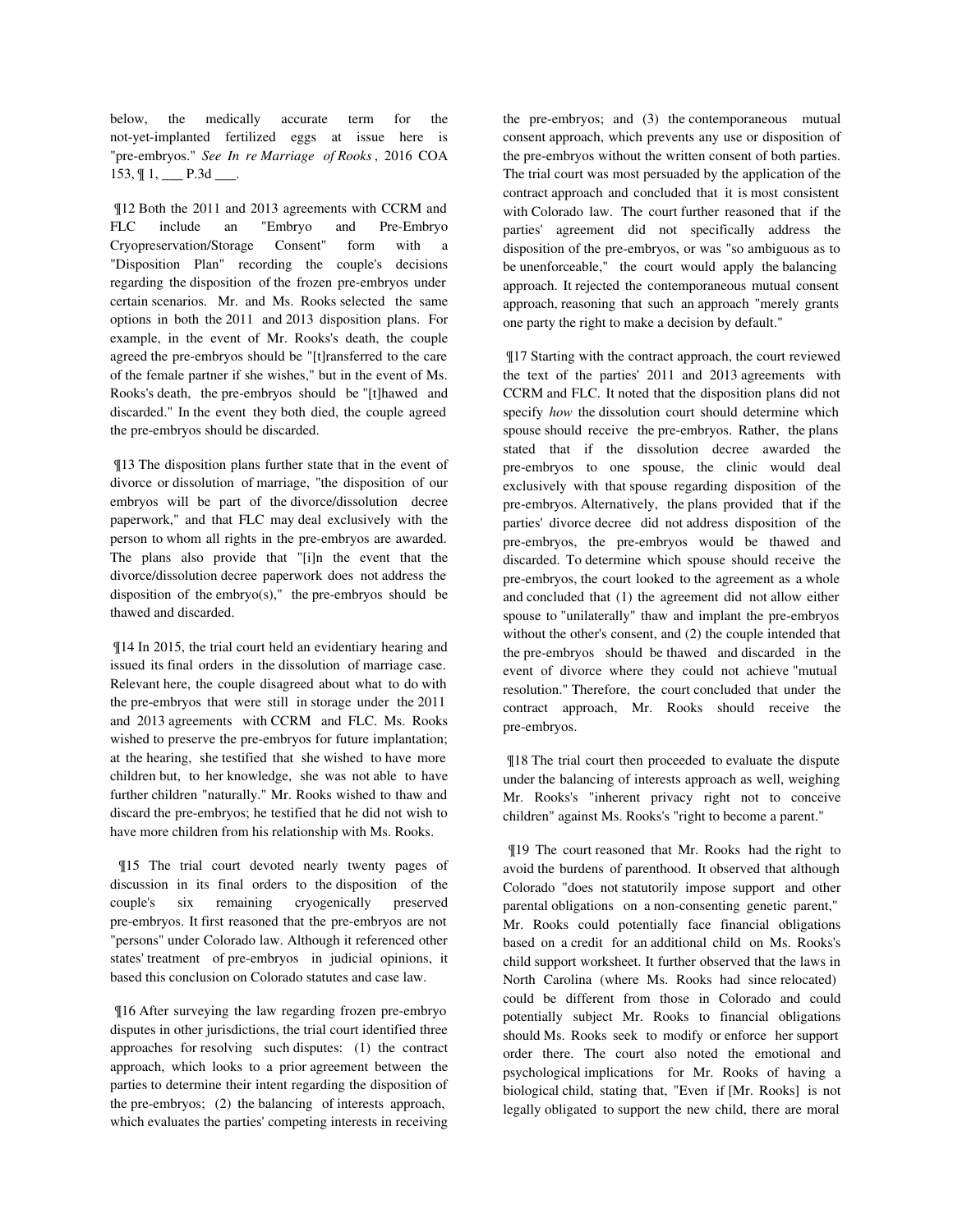below, the medically accurate term for the not-yet-implanted fertilized eggs at issue here is "pre-embryos." *See In re Marriage of Rooks*, 2016 COA 153, ¶ 1, ___ P.3d ___.

¶12 Both the 2011 and 2013 agreements with CCRM and FLC include an "Embryo and Pre-Embryo Cryopreservation/Storage Consent" form with a "Disposition Plan" recording the couple's decisions regarding the disposition of the frozen pre-embryos under certain scenarios. Mr. and Ms. Rooks selected the same options in both the 2011 and 2013 disposition plans. For example, in the event of Mr. Rooks's death, the couple agreed the pre-embryos should be "[t]ransferred to the care of the female partner if she wishes," but in the event of Ms. Rooks's death, the pre-embryos should be "[t]hawed and discarded." In the event they both died, the couple agreed the pre-embryos should be discarded.

¶13 The disposition plans further state that in the event of divorce or dissolution of marriage, "the disposition of our embryos will be part of the divorce/dissolution decree paperwork," and that FLC may deal exclusively with the person to whom all rights in the pre-embryos are awarded. The plans also provide that "[i]n the event that the divorce/dissolution decree paperwork does not address the disposition of the embryo(s)," the pre-embryos should be thawed and discarded.

¶14 In 2015, the trial court held an evidentiary hearing and issued its final orders in the dissolution of marriage case. Relevant here, the couple disagreed about what to do with the pre-embryos that were still in storage under the 2011 and 2013 agreements with CCRM and FLC. Ms. Rooks wished to preserve the pre-embryos for future implantation; at the hearing, she testified that she wished to have more children but, to her knowledge, she was not able to have further children "naturally." Mr. Rooks wished to thaw and discard the pre-embryos; he testified that he did not wish to have more children from his relationship with Ms. Rooks.

¶15 The trial court devoted nearly twenty pages of discussion in its final orders to the disposition of the couple's six remaining cryogenically preserved pre-embryos. It first reasoned that the pre-embryos are not "persons" under Colorado law. Although it referenced other states' treatment of pre-embryos in judicial opinions, it based this conclusion on Colorado statutes and case law.

¶16 After surveying the law regarding frozen pre-embryo disputes in other jurisdictions, the trial court identified three approaches for resolving such disputes: (1) the contract approach, which looks to a prior agreement between the parties to determine their intent regarding the disposition of the pre-embryos; (2) the balancing of interests approach, which evaluates the parties' competing interests in receiving the pre-embryos; and (3) the contemporaneous mutual consent approach, which prevents any use or disposition of the pre-embryos without the written consent of both parties. The trial court was most persuaded by the application of the contract approach and concluded that it is most consistent with Colorado law. The court further reasoned that if the parties' agreement did not specifically address the disposition of the pre-embryos, or was "so ambiguous as to be unenforceable," the court would apply the balancing approach. It rejected the contemporaneous mutual consent approach, reasoning that such an approach "merely grants one party the right to make a decision by default."

¶17 Starting with the contract approach, the court reviewed the text of the parties' 2011 and 2013 agreements with CCRM and FLC. It noted that the disposition plans did not specify *how* the dissolution court should determine which spouse should receive the pre-embryos. Rather, the plans stated that if the dissolution decree awarded the pre-embryos to one spouse, the clinic would deal exclusively with that spouse regarding disposition of the pre-embryos. Alternatively, the plans provided that if the parties' divorce decree did not address disposition of the pre-embryos, the pre-embryos would be thawed and discarded. To determine which spouse should receive the pre-embryos, the court looked to the agreement as a whole and concluded that (1) the agreement did not allow either spouse to "unilaterally" thaw and implant the pre-embryos without the other's consent, and (2) the couple intended that the pre-embryos should be thawed and discarded in the event of divorce where they could not achieve "mutual resolution." Therefore, the court concluded that under the contract approach, Mr. Rooks should receive the pre-embryos.

¶18 The trial court then proceeded to evaluate the dispute under the balancing of interests approach as well, weighing Mr. Rooks's "inherent privacy right not to conceive children" against Ms. Rooks's "right to become a parent."

¶19 The court reasoned that Mr. Rooks had the right to avoid the burdens of parenthood. It observed that although Colorado "does not statutorily impose support and other parental obligations on a non-consenting genetic parent," Mr. Rooks could potentially face financial obligations based on a credit for an additional child on Ms. Rooks's child support worksheet. It further observed that the laws in North Carolina (where Ms. Rooks had since relocated) could be different from those in Colorado and could potentially subject Mr. Rooks to financial obligations should Ms. Rooks seek to modify or enforce her support order there. The court also noted the emotional and psychological implications for Mr. Rooks of having a biological child, stating that, "Even if [Mr. Rooks] is not legally obligated to support the new child, there are moral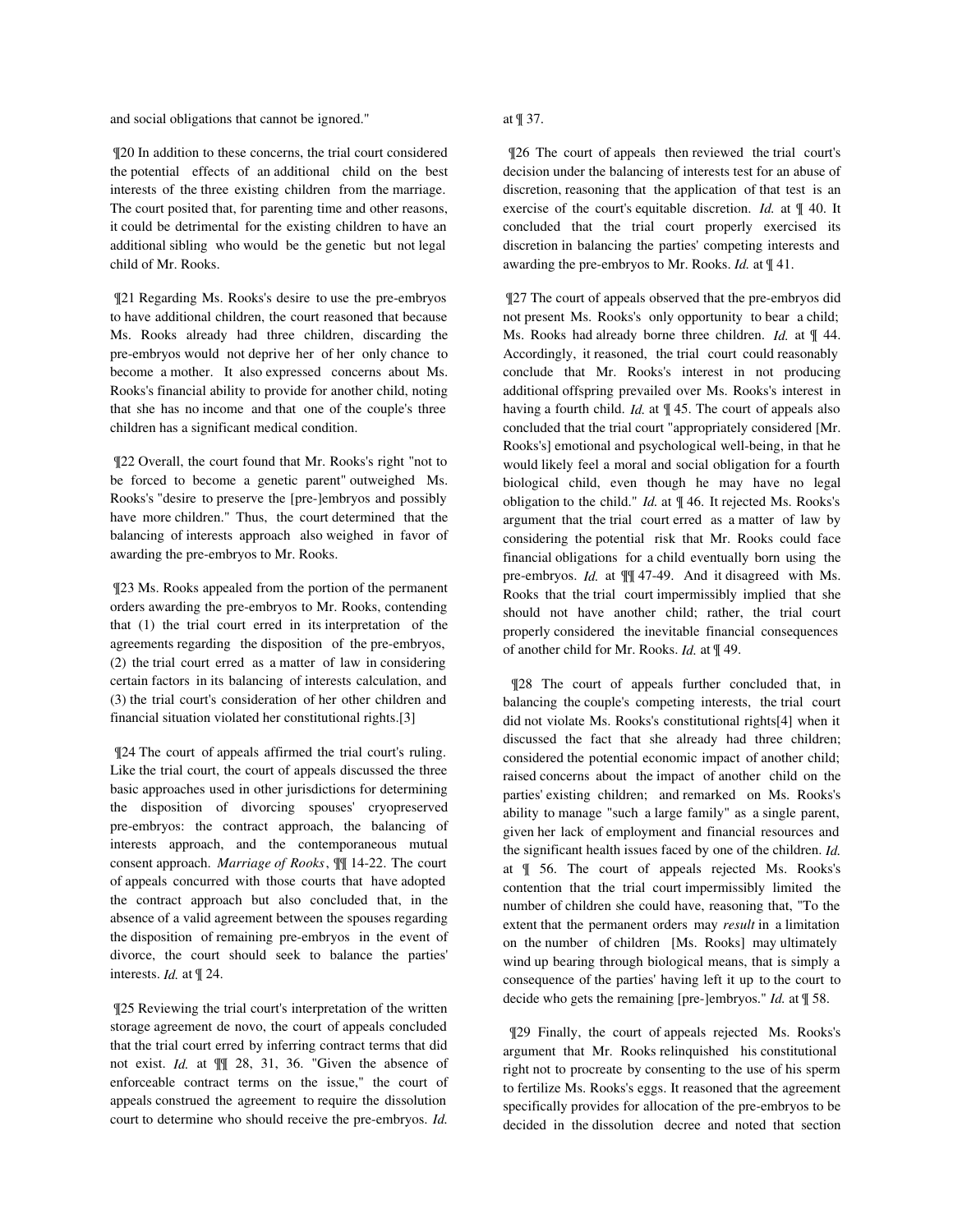and social obligations that cannot be ignored."

¶20 In addition to these concerns, the trial court considered the potential effects of an additional child on the best interests of the three existing children from the marriage. The court posited that, for parenting time and other reasons, it could be detrimental for the existing children to have an additional sibling who would be the genetic but not legal child of Mr. Rooks.

¶21 Regarding Ms. Rooks' desire to use the pre-embryos to have additional children, the court reasoned that because Ms. Rooks already had three children, discarding the pre-embryos would not deprive her of her only chance to become a mother. It also expressed concerns about Ms. Rooks's financial ability to provide for another child, noting that she has no income and that one of the couple's three children has a significant medical condition.

¶22 Overall, the court found that Mr. Rooks's right "not to be forced to become a genetic parent" outweighed Ms. Rooks's "desire to preserve the [pre-]embryos and possibly have more children." Thus, the court determined that the balancing of interests approach also weighed in favor of awarding the pre-embryos to Mr. Rooks.

¶23 Ms. Rooks appealed from the portion of the permanent orders awarding the pre-embryos to Mr. Rooks, contending that (1) the trial court erred in its interpretation of the agreements regarding the disposition of the pre-embryos, (2) the trial court erred as a matter of law in considering certain factors in its balancing of interests calculation, and (3) the trial court's consideration of her other children and financial situation violated her constitutional rights.[3]

¶24 The court of appeals affirmed the trial court's ruling. Like the trial court, the court of appeals discussed the three basic approaches used in other jurisdictions for determining the disposition of divorcing spouses' cryopreserved pre-embryos: the contract approach, the balancing of interests approach, and the contemporaneous mutual consent approach. *Marriage of Rooks*, ¶¶ 14-22. The court of appeals concurred with those courts that have adopted the contract approach but also concluded that, in the absence of a valid agreement between the spouses regarding the disposition of remaining pre-embryos in the event of divorce, the court should seek to balance the parties' interests. *Id.* at ¶ 24.

¶25 Reviewing the trial court's interpretation of the written storage agreement de novo, the court of appeals concluded that the trial court erred by inferring contract terms that did not exist. *Id.* at ¶¶ 28, 31, 36. "Given the absence of enforceable contract terms on the issue," the court of appeals construed the agreement to require the dissolution court to determine who should receive the pre-embryos. *Id.* at ¶ 37.

¶26 The court of appeals then reviewed the trial court's decision under the balancing of interests test for an abuse of discretion, reasoning that the application of that test is an exercise of the court's equitable discretion. *Id.* at ¶ 40. It concluded that the trial court properly exercised its discretion in balancing the parties' competing interests and awarding the pre-embryos to Mr. Rooks. *Id.* at ¶ 41.

¶27 The court of appeals observed that the pre-embryos did not present Ms. Rooks's only opportunity to bear a child; Ms. Rooks had already borne three children. *Id.* at ¶ 44. Accordingly, it reasoned, the trial court could reasonably conclude that Mr. Rooks's interest in not producing additional offspring prevailed over Ms. Rooks's interest in having a fourth child. *Id.* at ¶ 45. The court of appeals also concluded that the trial court "appropriately considered [Mr. Rooks's] emotional and psychological well-being, in that he would likely feel a moral and social obligation for a fourth biological child, even though he may have no legal obligation to the child." *Id.* at ¶ 46. It rejected Ms. Rooks's argument that the trial court erred as a matter of law by considering the potential risk that Mr. Rooks could face financial obligations for a child eventually born using the pre-embryos. *Id.* at ¶¶ 47-49. And it disagreed with Ms. Rooks that the trial court impermissibly implied that she should not have another child; rather, the trial court properly considered the inevitable financial consequences of another child for Mr. Rooks. *Id.* at ¶ 49.

¶28 The court of appeals further concluded that, in balancing the couple's competing interests, the trial court did not violate Ms. Rooks's constitutional rights[4] when it discussed the fact that she already had three children; considered the potential economic impact of another child; raised concerns about the impact of another child on the parties' existing children; and remarked on Ms. Rooks's ability to manage "such a large family" as a single parent, given her lack of employment and financial resources and the significant health issues faced by one of the children. *Id.* at ¶ 56. The court of appeals rejected Ms. Rooks's contention that the trial court impermissibly limited the number of children she could have, reasoning that, "To the extent that the permanent orders may *result* in a limitation on the number of children [Ms. Rooks] may ultimately wind up bearing through biological means, that is simply a consequence of the parties' having left it up to the court to decide who gets the remaining [pre-]embryos." *Id.* at ¶ 58.

¶29 Finally, the court of appeals rejected Ms. Rooks's argument that Mr. Rooks relinquished his constitutional right not to procreate by consenting to the use of his sperm to fertilize Ms. Rooks's eggs. It reasoned that the agreement specifically provides for allocation of the pre-embryos to be decided in the dissolution decree and noted that section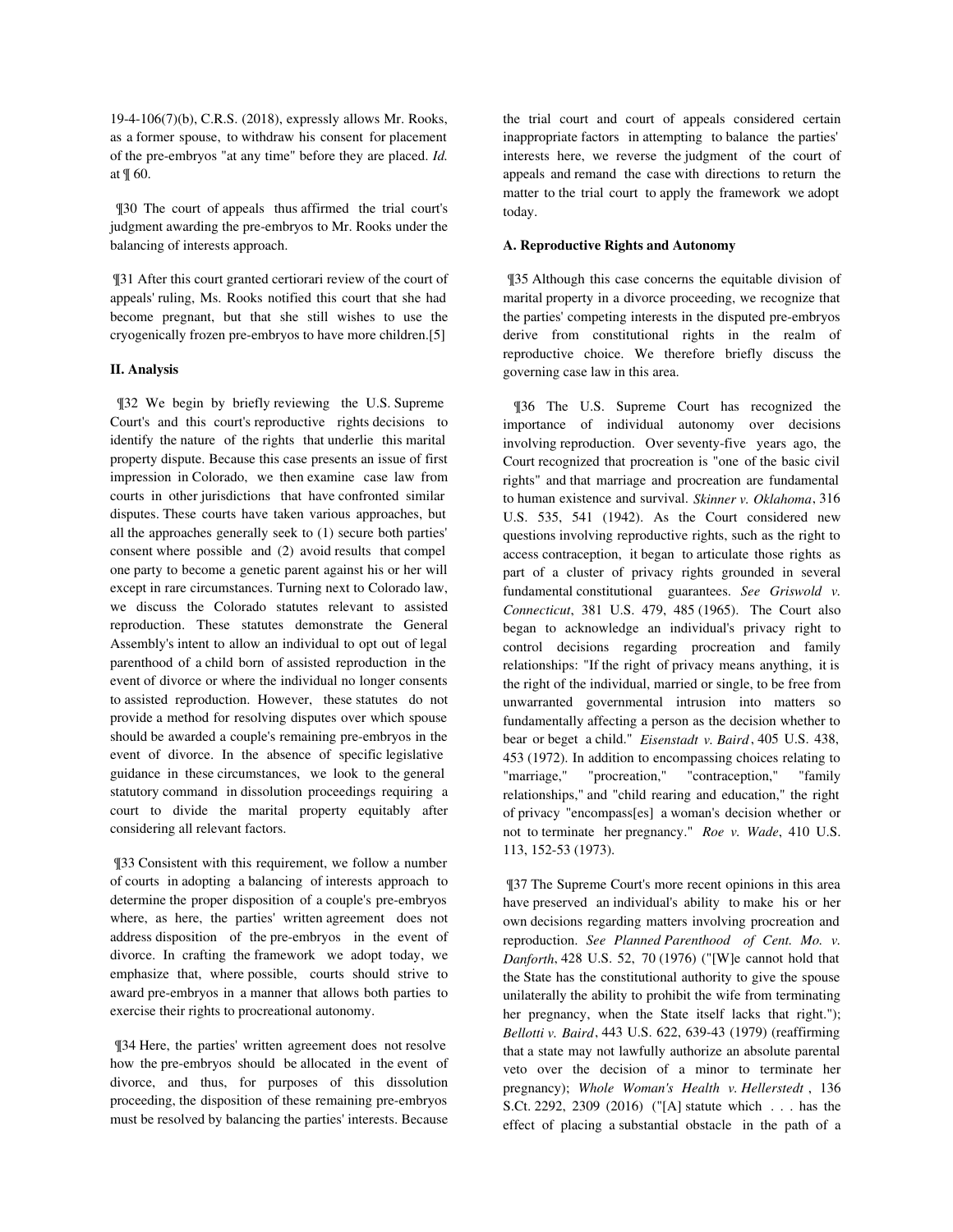19-4-106(7)(b), C.R.S. (2018), expressly allows Mr. Rooks, as a former spouse, to withdraw his consent for placement of the pre-embryos "at any time" before they are placed. *Id.* at ¶ 60.

¶30 The court of appeals thus affirmed the trial court's judgment awarding the pre-embryos to Mr. Rooks under the balancing of interests approach.

¶31 After this court granted certiorari review of the court of appeals' ruling, Ms. Rooks notified this court that she had become pregnant, but that she still wishes to use the cryogenically frozen pre-embryos to have more children.[5]

**II. Analysis**

¶32 We begin by briefly reviewing the U.S. Supreme Court's and this court's reproductive rights decisions to identify the nature of the rights that underlie this marital property dispute. Because this case presents an issue of first impression in Colorado, we then examine case law from courts in other jurisdictions that have confronted similar disputes. These courts have taken various approaches, but all the approaches generally seek to (1) secure both parties' consent where possible and (2) avoid results that compel one party to become a genetic parent against his or her will except in rare circumstances. Turning next to Colorado law, we discuss the Colorado statutes relevant to assisted reproduction. These statutes demonstrate the General Assembly's intent to allow an individual to opt out of legal parenthood of a child born of assisted reproduction in the event of divorce or where the individual no longer consents to assisted reproduction. However, these statutes do not provide a method for resolving disputes over which spouse should be awarded a couple's remaining pre-embryos in the event of divorce. In the absence of specific legislative guidance in these circumstances, we look to the general statutory command in dissolution proceedings requiring a court to divide the marital property equitably after considering all relevant factors.

¶33 Consistent with this requirement, we follow a number of courts in adopting a balancing of interests approach to determine the proper disposition of a couple's pre-embryos where, as here, the parties' written agreement does not address disposition of the pre-embryos in the event of divorce. In crafting the framework we adopt today, we emphasize that, where possible, courts should strive to award pre-embryos in a manner that allows both parties to exercise their rights to procreational autonomy.

¶34 Here, the parties' written agreement does not resolve how the pre-embryos should be allocated in the event of divorce, and thus, for purposes of this dissolution proceeding, the disposition of these remaining pre-embryos must be resolved by balancing the parties' interests. Because the trial court and court of appeals considered certain inappropriate factors in attempting to balance the parties' interests here, we reverse the judgment of the court of appeals and remand the case with directions to return the matter to the trial court to apply the framework we adopt today.

**A. Reproductive Rights and Autonomy**

¶35 Although this case concerns the equitable division of marital property in a divorce proceeding, we recognize that the parties' competing interests in the disputed pre-embryos derive from constitutional rights in the realm of reproductive choice. We therefore briefly discuss the governing case law in this area.

¶36 The U.S. Supreme Court has recognized the importance of individual autonomy over decisions involving reproduction. Over seventy-five years ago, the Court recognized that procreation is "one of the basic civil rights" and that marriage and procreation are fundamental to human existence and survival. *Skinner v. Oklahoma*, 316 U.S. 535, 541 (1942). As the Court considered new questions involving reproductive rights, such as the right to access contraception, it began to articulate those rights as part of a cluster of privacy rights grounded in several fundamental constitutional guarantees. *See Griswold v. Connecticut*, 381 U.S. 479, 485 (1965). The Court also began to acknowledge an individual's privacy right to control decisions regarding procreation and family relationships: "If the right of privacy means anything, it is the right of the individual, married or single, to be free from unwarranted governmental intrusion into matters so fundamentally affecting a person as the decision whether to bear or beget a child." *Eisenstadt v. Baird*, 405 U.S. 438, 453 (1972). In addition to encompassing choices relating to "marriage," "procreation," "contraception," "family relationships," and "child rearing and education," the right of privacy "encompass[es] a woman's decision whether or not to terminate her pregnancy." *Roe v. Wade*, 410 U.S. 113, 152-53 (1973).

¶37 The Supreme Court's more recent opinions in this area have preserved an individual's ability to make his or her own decisions regarding matters involving procreation and reproduction. *See Planned Parenthood of Cent. Mo. v. Danforth*, 428 U.S. 52, 70 (1976) ("[W]e cannot hold that the State has the constitutional authority to give the spouse unilaterally the ability to prohibit the wife from terminating her pregnancy, when the State itself lacks that right."); *Bellotti v. Baird*, 443 U.S. 622, 639-43 (1979) (reaffirming that a state may not lawfully authorize an absolute parental veto over the decision of a minor to terminate her pregnancy); *Whole Woman's Health v. Hellerstedt*, 136 S.Ct. 2292, 2309 (2016) ("[A] statute which . . . has the effect of placing a substantial obstacle in the path of a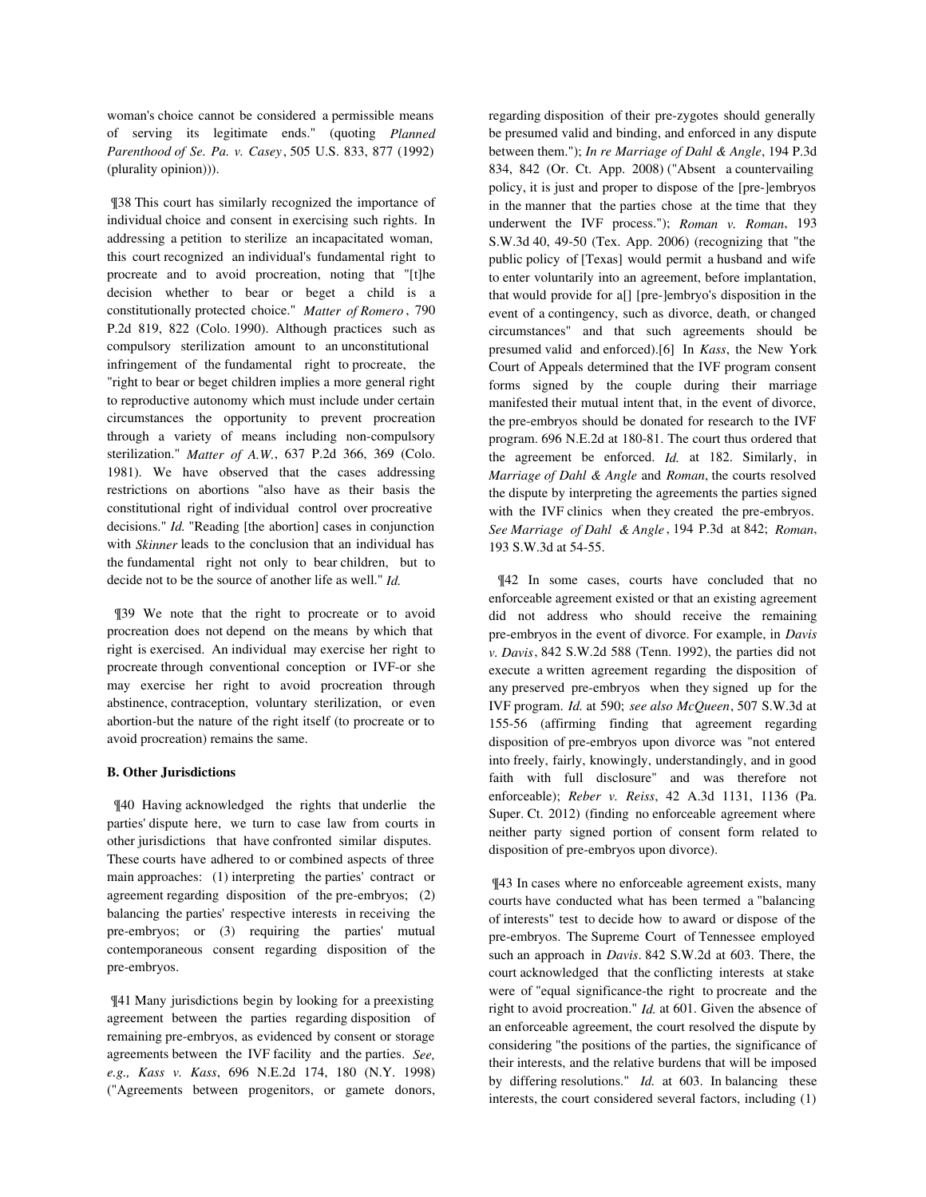woman's choice cannot be considered a permissible means of serving its legitimate ends." (quoting *Planned Parenthood of Se. Pa. v. Casey*, 505 U.S. 833, 877 (1992) (plurality opinion))).

¶38 This court has similarly recognized the importance of individual choice and consent in exercising such rights. In addressing a petition to sterilize an incapacitated woman, this court recognized an individual's fundamental right to procreate and to avoid procreation, noting that "[t]he decision whether to bear or beget a child is a constitutionally protected choice." *Matter of Romero*, 790 P.2d 819, 822 (Colo. 1990). Although practices such as compulsory sterilization amount to an unconstitutional infringement of the fundamental right to procreate, the "right to bear or beget children implies a more general right to reproductive autonomy which must include under certain circumstances the opportunity to prevent procreation through a variety of means including non-compulsory sterilization." *Matter of A.W.*, 637 P.2d 366, 369 (Colo. 1981). We have observed that the cases addressing restrictions on abortions "also have as their basis the constitutional right of individual control over procreative decisions." *Id.* "Reading [the abortion] cases in conjunction with *Skinner* leads to the conclusion that an individual has the fundamental right not only to bear children, but to decide not to be the source of another life as well." *Id.*

¶39 We note that the right to procreate or to avoid procreation does not depend on the means by which that right is exercised. An individual may exercise her right to procreate through conventional conception or IVF-or she may exercise her right to avoid procreation through abstinence, contraception, voluntary sterilization, or even abortion-but the nature of the right itself (to procreate or to avoid procreation) remains the same.

**B. Other Jurisdictions**

¶40 Having acknowledged the rights that underlie the parties' dispute here, we turn to case law from courts in other jurisdictions that have confronted similar disputes. These courts have adhered to or combined aspects of three main approaches: (1) interpreting the parties' contract or agreement regarding disposition of the pre-embryos; (2) balancing the parties' respective interests in receiving the pre-embryos; or (3) requiring the parties' mutual contemporaneous consent regarding disposition of the pre-embryos.

¶41 Many jurisdictions begin by looking for a preexisting agreement between the parties regarding disposition of remaining pre-embryos, as evidenced by consent or storage agreements between the IVF facility and the parties. *See, e.g., Kass v. Kass*, 696 N.E.2d 174, 180 (N.Y. 1998) ("Agreements between progenitors, or gamete donors, regarding disposition of their pre-zygotes should generally be presumed valid and binding, and enforced in any dispute between them."); *In re Marriage of Dahl & Angle*, 194 P.3d 834, 842 (Or. Ct. App. 2008) ("Absent a countervailing policy, it is just and proper to dispose of the [pre-]embryos in the manner that the parties chose at the time that they underwent the IVF process."); *Roman v. Roman*, 193 S.W.3d 40, 49-50 (Tex. App. 2006) (recognizing that "the public policy of [Texas] would permit a husband and wife to enter voluntarily into an agreement, before implantation, that would provide for a[] [pre-]embryo's disposition in the event of a contingency, such as divorce, death, or changed circumstances" and that such agreements should be presumed valid and enforced).[6] In *Kass*, the New York Court of Appeals determined that the IVF program consent forms signed by the couple during their marriage manifested their mutual intent that, in the event of divorce, the pre-embryos should be donated for research to the IVF program. 696 N.E.2d at 180-81. The court thus ordered that the agreement be enforced. *Id.* at 182. Similarly, in *Marriage of Dahl & Angle* and *Roman*, the courts resolved the dispute by interpreting the agreements the parties signed with the IVF clinics when they created the pre-embryos. *See Marriage of Dahl & Angle*, 194 P.3d at 842; *Roman*, 193 S.W.3d at 54-55.

¶42 In some cases, courts have concluded that no enforceable agreement existed or that an existing agreement did not address who should receive the remaining pre-embryos in the event of divorce. For example, in *Davis v. Davis*, 842 S.W.2d 588 (Tenn. 1992), the parties did not execute a written agreement regarding the disposition of any preserved pre-embryos when they signed up for the IVF program. *Id.* at 590; *see also McQueen*, 507 S.W.3d at 155-56 (affirming finding that agreement regarding disposition of pre-embryos upon divorce was "not entered into freely, fairly, knowingly, understandingly, and in good faith with full disclosure" and was therefore not enforceable); *Reber v. Reiss*, 42 A.3d 1131, 1136 (Pa. Super. Ct. 2012) (finding no enforceable agreement where neither party signed portion of consent form related to disposition of pre-embryos upon divorce).

¶43 In cases where no enforceable agreement exists, many courts have conducted what has been termed a "balancing of interests" test to decide how to award or dispose of the pre-embryos. The Supreme Court of Tennessee employed such an approach in *Davis*. 842 S.W.2d at 603. There, the court acknowledged that the conflicting interests at stake were of "equal significance-the right to procreate and the right to avoid procreation." *Id.* at 601. Given the absence of an enforceable agreement, the court resolved the dispute by considering "the positions of the parties, the significance of their interests, and the relative burdens that will be imposed by differing resolutions." *Id.* at 603. In balancing these interests, the court considered several factors, including (1)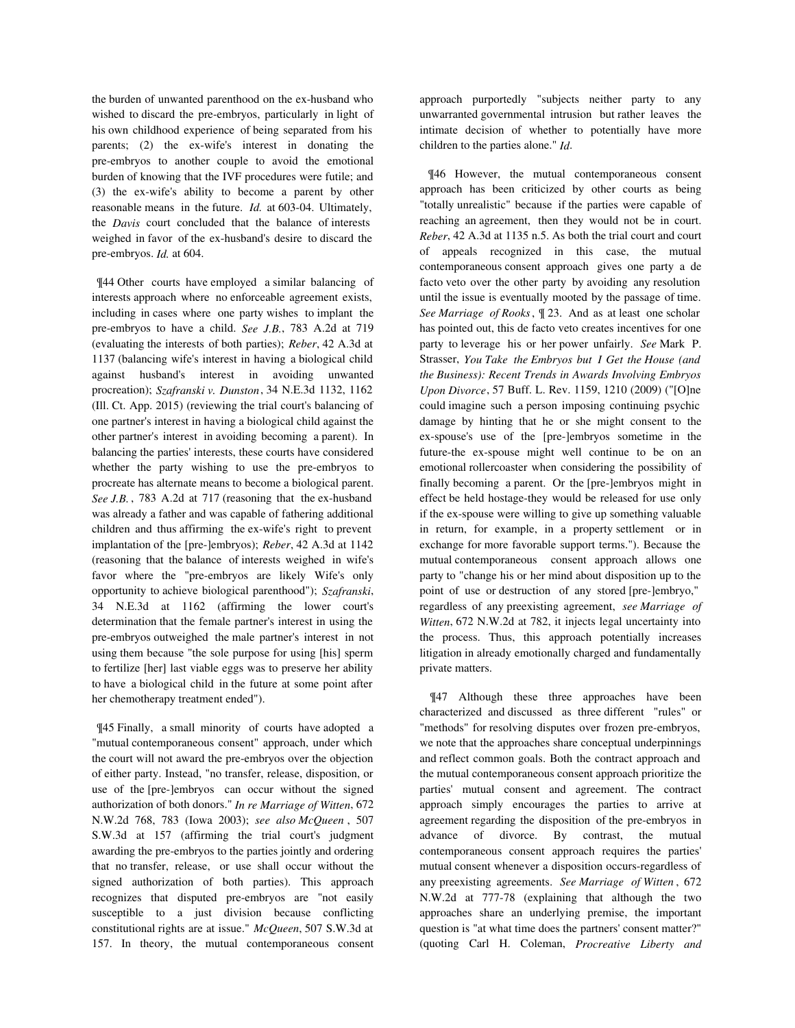the burden of unwanted parenthood on the ex-husband who wished to discard the pre-embryos, particularly in light of his own childhood experience of being separated from his parents; (2) the ex-wife's interest in donating the pre-embryos to another couple to avoid the emotional burden of knowing that the IVF procedures were futile; and (3) the ex-wife's ability to become a parent by other reasonable means in the future. *Id.* at 603-04. Ultimately, the *Davis* court concluded that the balance of interests weighed in favor of the ex-husband's desire to discard the pre-embryos. *Id.* at 604.

¶44 Other courts have employed a similar balancing of interests approach where no enforceable agreement exists, including in cases where one party wishes to implant the pre-embryos to have a child. *See J.B.*, 783 A.2d at 719 (evaluating the interests of both parties); *Reber*, 42 A.3d at 1137 (balancing wife's interest in having a biological child against husband's interest in avoiding unwanted procreation); *Szafranski v. Dunston*, 34 N.E.3d 1132, 1162 (Ill. Ct. App. 2015) (reviewing the trial court's balancing of one partner's interest in having a biological child against the other partner's interest in avoiding becoming a parent). In balancing the parties' interests, these courts have considered whether the party wishing to use the pre-embryos to procreate has alternate means to become a biological parent. *See J.B.*, 783 A.2d at 717 (reasoning that the ex-husband was already a father and was capable of fathering additional children and thus affirming the ex-wife's right to prevent implantation of the [pre-]embryos); *Reber*, 42 A.3d at 1142 (reasoning that the balance of interests weighed in wife's favor where the "pre-embryos are likely Wife's only opportunity to achieve biological parenthood"); *Szafranski*, 34 N.E.3d at 1162 (affirming the lower court's determination that the female partner's interest in using the pre-embryos outweighed the male partner's interest in not using them because "the sole purpose for using [his] sperm to fertilize [her] last viable eggs was to preserve her ability to have a biological child in the future at some point after her chemotherapy treatment ended").

¶45 Finally, a small minority of courts have adopted a "mutual contemporaneous consent" approach, under which the court will not award the pre-embryos over the objection of either party. Instead, "no transfer, release, disposition, or use of the [pre-]embryos can occur without the signed authorization of both donors." *In re Marriage of Witten*, 672 N.W.2d 768, 783 (Iowa 2003); *see also McQueen*, 507 S.W.3d at 157 (affirming the trial court's judgment awarding the pre-embryos to the parties jointly and ordering that no transfer, release, or use shall occur without the signed authorization of both parties). This approach recognizes that disputed pre-embryos are "not easily susceptible to a just division because conflicting constitutional rights are at issue." *McQueen*, 507 S.W.3d at 157. In theory, the mutual contemporaneous consent approach purportedly "subjects neither party to any unwarranted governmental intrusion but rather leaves the intimate decision of whether to potentially have more children to the parties alone." *Id.*

¶46 However, the mutual contemporaneous consent approach has been criticized by other courts as being "totally unrealistic" because if the parties were capable of reaching an agreement, then they would not be in court. *Reber*, 42 A.3d at 1135 n.5. As both the trial court and court of appeals recognized in this case, the mutual contemporaneous consent approach gives one party a de facto veto over the other party by avoiding any resolution until the issue is eventually mooted by the passage of time. *See Marriage of Rooks*, ¶ 23. And as at least one scholar has pointed out, this de facto veto creates incentives for one party to leverage his or her power unfairly. *See* Mark P. Strasser, *You Take the Embryos but I Get the House (and the Business): Recent Trends in Awards Involving Embryos Upon Divorce*, 57 Buff. L. Rev. 1159, 1210 (2009) ("[O]ne could imagine such a person imposing continuing psychic damage by hinting that he or she might consent to the ex-spouse's use of the [pre-]embryos sometime in the future-the ex-spouse might well continue to be on an emotional rollercoaster when considering the possibility of finally becoming a parent. Or the [pre-]embryos might in effect be held hostage-they would be released for use only if the ex-spouse were willing to give up something valuable in return, for example, in a property settlement or in exchange for more favorable support terms."). Because the mutual contemporaneous consent approach allows one party to "change his or her mind about disposition up to the point of use or destruction of any stored [pre-]embryo," regardless of any preexisting agreement, *see Marriage of Witten*, 672 N.W.2d at 782, it injects legal uncertainty into the process. Thus, this approach potentially increases litigation in already emotionally charged and fundamentally private matters.

¶47 Although these three approaches have been characterized and discussed as three different "rules" or "methods" for resolving disputes over frozen pre-embryos, we note that the approaches share conceptual underpinnings and reflect common goals. Both the contract approach and the mutual contemporaneous consent approach prioritize the parties' mutual consent and agreement. The contract approach simply encourages the parties to arrive at agreement regarding the disposition of the pre-embryos in advance of divorce. By contrast, the mutual contemporaneous consent approach requires the parties' mutual consent whenever a disposition occurs-regardless of any preexisting agreements. *See Marriage of Witten*, 672 N.W.2d at 777-78 (explaining that although the two approaches share an underlying premise, the important question is "at what time does the partners' consent matter?" (quoting Carl H. Coleman, *Procreative Liberty and*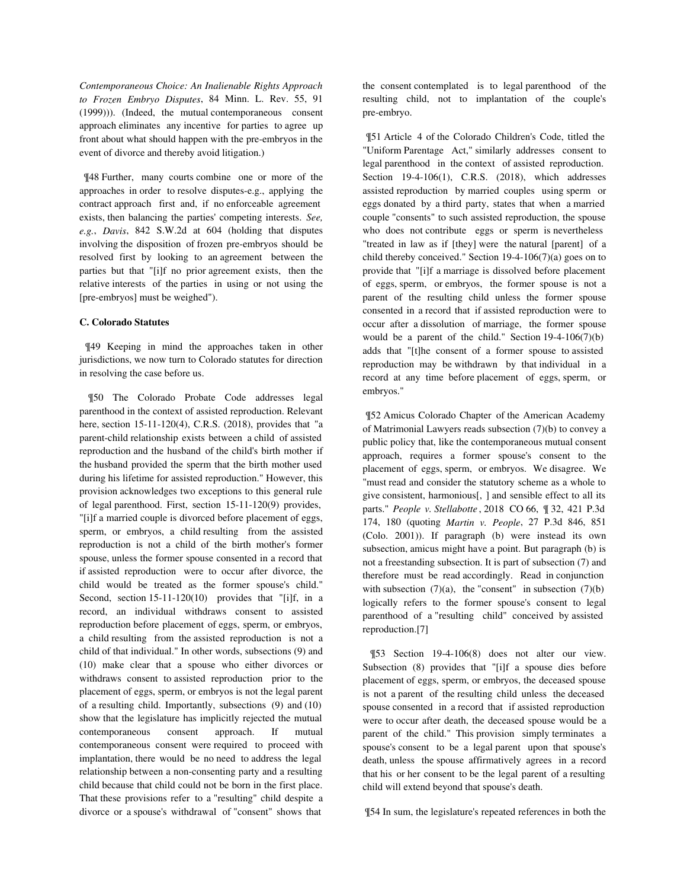*Contemporaneous Choice: An Inalienable Rights Approach to Frozen Embryo Disputes*, 84 Minn. L. Rev. 55, 91 (1999))). (Indeed, the mutual contemporaneous consent approach eliminates any incentive for parties to agree up front about what should happen with the pre-embryos in the event of divorce and thereby avoid litigation.)

¶48 Further, many courts combine one or more of the approaches in order to resolve disputes-e.g., applying the contract approach first and, if no enforceable agreement exists, then balancing the parties' competing interests. *See, e.g.*, *Davis*, 842 S.W.2d at 604 (holding that disputes involving the disposition of frozen pre-embryos should be resolved first by looking to an agreement between the parties but that "[i]f no prior agreement exists, then the relative interests of the parties in using or not using the [pre-embryos] must be weighed").

**C. Colorado Statutes**

¶49 Keeping in mind the approaches taken in other jurisdictions, we now turn to Colorado statutes for direction in resolving the case before us.

¶50 The Colorado Probate Code addresses legal parenthood in the context of assisted reproduction. Relevant here, section 15-11-120(4), C.R.S. (2018), provides that "a parent-child relationship exists between a child of assisted reproduction and the husband of the child's birth mother if the husband provided the sperm that the birth mother used during his lifetime for assisted reproduction." However, this provision acknowledges two exceptions to this general rule of legal parenthood. First, section 15-11-120(9) provides, "[i]f a married couple is divorced before placement of eggs, sperm, or embryos, a child resulting from the assisted reproduction is not a child of the birth mother's former spouse, unless the former spouse consented in a record that if assisted reproduction were to occur after divorce, the child would be treated as the former spouse's child." Second, section 15-11-120(10) provides that "[i]f, in a record, an individual withdraws consent to assisted reproduction before placement of eggs, sperm, or embryos, a child resulting from the assisted reproduction is not a child of that individual." In other words, subsections (9) and (10) make clear that a spouse who either divorces or withdraws consent to assisted reproduction prior to the placement of eggs, sperm, or embryos is not the legal parent of a resulting child. Importantly, subsections (9) and (10) show that the legislature has implicitly rejected the mutual contemporaneous consent approach. If mutual contemporaneous consent were required to proceed with implantation, there would be no need to address the legal relationship between a non-consenting party and a resulting child because that child could not be born in the first place. That these provisions refer to a "resulting" child despite a divorce or a spouse's withdrawal of "consent" shows that the consent contemplated is to legal parenthood of the resulting child, not to implantation of the couple's pre-embryo.

¶51 Article 4 of the Colorado Children's Code, titled the "Uniform Parentage Act," similarly addresses consent to legal parenthood in the context of assisted reproduction. Section 19-4-106(1), C.R.S. (2018), which addresses assisted reproduction by married couples using sperm or eggs donated by a third party, states that when a married couple "consents" to such assisted reproduction, the spouse who does not contribute eggs or sperm is nevertheless "treated in law as if [they] were the natural [parent] of a child thereby conceived." Section 19-4-106(7)(a) goes on to provide that "[i]f a marriage is dissolved before placement of eggs, sperm, or embryos, the former spouse is not a parent of the resulting child unless the former spouse consented in a record that if assisted reproduction were to occur after a dissolution of marriage, the former spouse would be a parent of the child." Section 19-4-106(7)(b) adds that "[t]he consent of a former spouse to assisted reproduction may be withdrawn by that individual in a record at any time before placement of eggs, sperm, or embryos."

¶52 Amicus Colorado Chapter of the American Academy of Matrimonial Lawyers reads subsection (7)(b) to convey a public policy that, like the contemporaneous mutual consent approach, requires a former spouse's consent to the placement of eggs, sperm, or embryos. We disagree. We "must read and consider the statutory scheme as a whole to give consistent, harmonious[, ] and sensible effect to all its parts." *People v. Stellabotte*, 2018 CO 66, ¶ 32, 421 P.3d 174, 180 (quoting *Martin v. People*, 27 P.3d 846, 851 (Colo. 2001)). If paragraph (b) were instead its own subsection, amicus might have a point. But paragraph (b) is not a freestanding subsection. It is part of subsection (7) and therefore must be read accordingly. Read in conjunction with subsection (7)(a), the "consent" in subsection (7)(b) logically refers to the former spouse's consent to legal parenthood of a "resulting child" conceived by assisted reproduction.[7]

¶53 Section 19-4-106(8) does not alter our view. Subsection (8) provides that "[i]f a spouse dies before placement of eggs, sperm, or embryos, the deceased spouse is not a parent of the resulting child unless the deceased spouse consented in a record that if assisted reproduction were to occur after death, the deceased spouse would be a parent of the child." This provision simply terminates a spouse's consent to be a legal parent upon that spouse's death, unless the spouse affirmatively agrees in a record that his or her consent to be the legal parent of a resulting child will extend beyond that spouse's death.

¶54 In sum, the legislature's repeated references in both the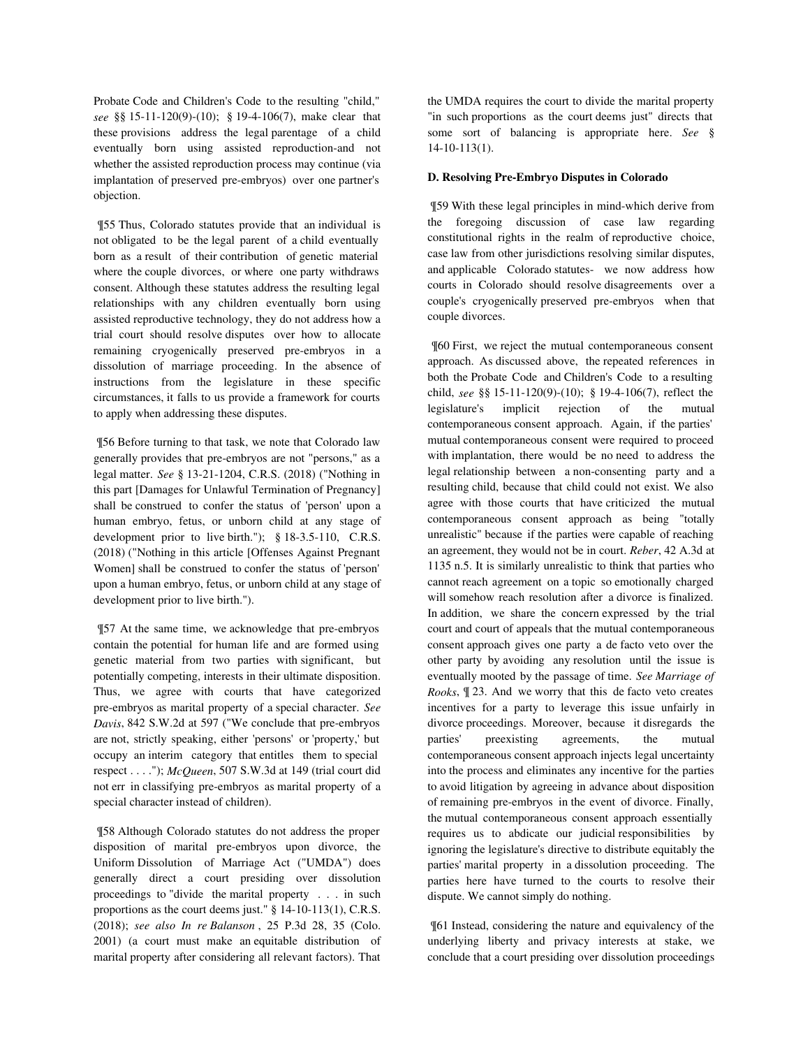Probate Code and Children's Code to the resulting "child," *see* §§ 15-11-120(9)-(10); § 19-4-106(7), make clear that these provisions address the legal parentage of a child eventually born using assisted reproduction-and not whether the assisted reproduction process may continue (via implantation of preserved pre-embryos) over one partner's objection.

¶55 Thus, Colorado statutes provide that an individual is not obligated to be the legal parent of a child eventually born as a result of their contribution of genetic material where the couple divorces, or where one party withdraws consent. Although these statutes address the resulting legal relationships with any children eventually born using assisted reproductive technology, they do not address how a trial court should resolve disputes over how to allocate remaining cryogenically preserved pre-embryos in a dissolution of marriage proceeding. In the absence of instructions from the legislature in these specific circumstances, it falls to us provide a framework for courts to apply when addressing these disputes.

¶56 Before turning to that task, we note that Colorado law generally provides that pre-embryos are not "persons," as a legal matter. *See* § 13-21-1204, C.R.S. (2018) ("Nothing in this part [Damages for Unlawful Termination of Pregnancy] shall be construed to confer the status of 'person' upon a human embryo, fetus, or unborn child at any stage of development prior to live birth."); § 18-3.5-110, C.R.S. (2018) ("Nothing in this article [Offenses Against Pregnant Women] shall be construed to confer the status of 'person' upon a human embryo, fetus, or unborn child at any stage of development prior to live birth.").

¶57 At the same time, we acknowledge that pre-embryos contain the potential for human life and are formed using genetic material from two parties with significant, but potentially competing, interests in their ultimate disposition. Thus, we agree with courts that have categorized pre-embryos as marital property of a special character. *See Davis*, 842 S.W.2d at 597 ("We conclude that pre-embryos are not, strictly speaking, either 'persons' or 'property,' but occupy an interim category that entitles them to special respect . . . ."); *McQueen*, 507 S.W.3d at 149 (trial court did not err in classifying pre-embryos as marital property of a special character instead of children).

¶58 Although Colorado statutes do not address the proper disposition of marital pre-embryos upon divorce, the Uniform Dissolution of Marriage Act ("UMDA") does generally direct a court presiding over dissolution proceedings to "divide the marital property . . . in such proportions as the court deems just." § 14-10-113(1), C.R.S. (2018); *see also In re Balanson* , 25 P.3d 28, 35 (Colo. 2001) (a court must make an equitable distribution of marital property after considering all relevant factors). That the UMDA requires the court to divide the marital property "in such proportions as the court deems just" directs that some sort of balancing is appropriate here. *See* § 14-10-113(1).

**D. Resolving Pre-Embryo Disputes in Colorado**

¶59 With these legal principles in mind-which derive from the foregoing discussion of case law regarding constitutional rights in the realm of reproductive choice, case law from other jurisdictions resolving similar disputes, and applicable Colorado statutes- we now address how courts in Colorado should resolve disagreements over a couple's cryogenically preserved pre-embryos when that couple divorces.

¶60 First, we reject the mutual contemporaneous consent approach. As discussed above, the repeated references in both the Probate Code and Children's Code to a resulting child, *see* §§ 15-11-120(9)-(10); § 19-4-106(7), reflect the legislature's implicit rejection of the mutual contemporaneous consent approach. Again, if the parties' mutual contemporaneous consent were required to proceed with implantation, there would be no need to address the legal relationship between a non-consenting party and a resulting child, because that child could not exist. We also agree with those courts that have criticized the mutual contemporaneous consent approach as being "totally unrealistic" because if the parties were capable of reaching an agreement, they would not be in court. *Reber*, 42 A.3d at 1135 n.5. It is similarly unrealistic to think that parties who cannot reach agreement on a topic so emotionally charged will somehow reach resolution after a divorce is finalized. In addition, we share the concern expressed by the trial court and court of appeals that the mutual contemporaneous consent approach gives one party a de facto veto over the other party by avoiding any resolution until the issue is eventually mooted by the passage of time. *See Marriage of Rooks*, ¶ 23. And we worry that this de facto veto creates incentives for a party to leverage this issue unfairly in divorce proceedings. Moreover, because it disregards the parties' preexisting agreements, the mutual contemporaneous consent approach injects legal uncertainty into the process and eliminates any incentive for the parties to avoid litigation by agreeing in advance about disposition of remaining pre-embryos in the event of divorce. Finally, the mutual contemporaneous consent approach essentially requires us to abdicate our judicial responsibilities by ignoring the legislature's directive to distribute equitably the parties' marital property in a dissolution proceeding. The parties here have turned to the courts to resolve their dispute. We cannot simply do nothing.

¶61 Instead, considering the nature and equivalency of the underlying liberty and privacy interests at stake, we conclude that a court presiding over dissolution proceedings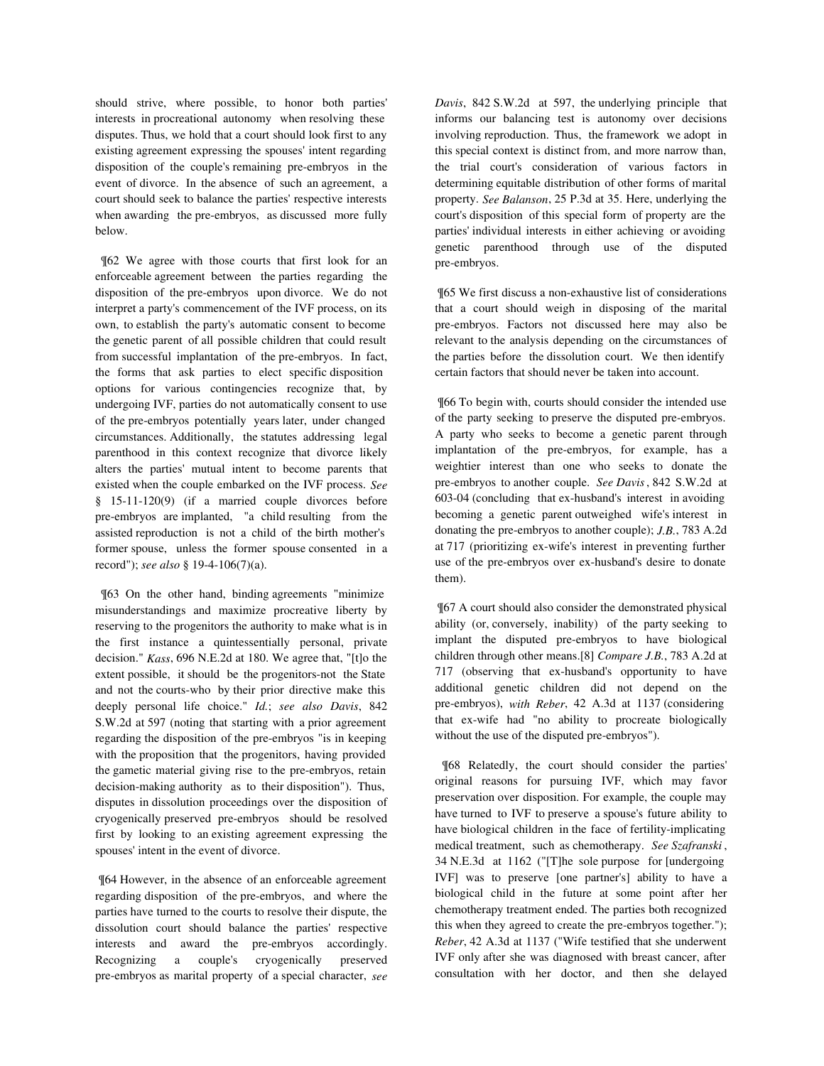should strive, where possible, to honor both parties' interests in procreational autonomy when resolving these disputes. Thus, we hold that a court should look first to any existing agreement expressing the spouses' intent regarding disposition of the couple's remaining pre-embryos in the event of divorce. In the absence of such an agreement, a court should seek to balance the parties' respective interests when awarding the pre-embryos, as discussed more fully below.

¶62 We agree with those courts that first look for an enforceable agreement between the parties regarding the disposition of the pre-embryos upon divorce. We do not interpret a party's commencement of the IVF process, on its own, to establish the party's automatic consent to become the genetic parent of all possible children that could result from successful implantation of the pre-embryos. In fact, the forms that ask parties to elect specific disposition options for various contingencies recognize that, by undergoing IVF, parties do not automatically consent to use of the pre-embryos potentially years later, under changed circumstances. Additionally, the statutes addressing legal parenthood in this context recognize that divorce likely alters the parties' mutual intent to become parents that existed when the couple embarked on the IVF process. *See* § 15-11-120(9) (if a married couple divorces before pre-embryos are implanted, "a child resulting from the assisted reproduction is not a child of the birth mother's former spouse, unless the former spouse consented in a record"); *see also* § 19-4-106(7)(a).

¶63 On the other hand, binding agreements "minimize misunderstandings and maximize procreative liberty by reserving to the progenitors the authority to make what is in the first instance a quintessentially personal, private decision." *Kass*, 696 N.E.2d at 180. We agree that, "[t]o the extent possible, it should be the progenitors-not the State and not the courts-who by their prior directive make this deeply personal life choice." *Id.*; *see also Davis*, 842 S.W.2d at 597 (noting that starting with a prior agreement regarding the disposition of the pre-embryos "is in keeping with the proposition that the progenitors, having provided the gametic material giving rise to the pre-embryos, retain decision-making authority as to their disposition"). Thus, disputes in dissolution proceedings over the disposition of cryogenically preserved pre-embryos should be resolved first by looking to an existing agreement expressing the spouses' intent in the event of divorce.

¶64 However, in the absence of an enforceable agreement regarding disposition of the pre-embryos, and where the parties have turned to the courts to resolve their dispute, the dissolution court should balance the parties' respective interests and award the pre-embryos accordingly. Recognizing a couple's cryogenically preserved pre-embryos as marital property of a special character, *see Davis*, 842 S.W.2d at 597, the underlying principle that informs our balancing test is autonomy over decisions involving reproduction. Thus, the framework we adopt in this special context is distinct from, and more narrow than, the trial court's consideration of various factors in determining equitable distribution of other forms of marital property. *See Balanson*, 25 P.3d at 35. Here, underlying the court's disposition of this special form of property are the parties' individual interests in either achieving or avoiding genetic parenthood through use of the disputed pre-embryos.

¶65 We first discuss a non-exhaustive list of considerations that a court should weigh in disposing of the marital pre-embryos. Factors not discussed here may also be relevant to the analysis depending on the circumstances of the parties before the dissolution court. We then identify certain factors that should never be taken into account.

¶66 To begin with, courts should consider the intended use of the party seeking to preserve the disputed pre-embryos. A party who seeks to become a genetic parent through implantation of the pre-embryos, for example, has a weightier interest than one who seeks to donate the pre-embryos to another couple. *See Davis*, 842 S.W.2d at 603-04 (concluding that ex-husband's interest in avoiding becoming a genetic parent outweighed wife's interest in donating the pre-embryos to another couple); *J.B.*, 783 A.2d at 717 (prioritizing ex-wife's interest in preventing further use of the pre-embryos over ex-husband's desire to donate them).

¶67 A court should also consider the demonstrated physical ability (or, conversely, inability) of the party seeking to implant the disputed pre-embryos to have biological children through other means.[8] *Compare J.B.*, 783 A.2d at 717 (observing that ex-husband's opportunity to have additional genetic children did not depend on the pre-embryos), *with Reber*, 42 A.3d at 1137 (considering that ex-wife had "no ability to procreate biologically without the use of the disputed pre-embryos").

¶68 Relatedly, the court should consider the parties' original reasons for pursuing IVF, which may favor preservation over disposition. For example, the couple may have turned to IVF to preserve a spouse's future ability to have biological children in the face of fertility-implicating medical treatment, such as chemotherapy. *See Szafranski*, 34 N.E.3d at 1162 ("[T]he sole purpose for [undergoing IVF] was to preserve [one partner's] ability to have a biological child in the future at some point after her chemotherapy treatment ended. The parties both recognized this when they agreed to create the pre-embryos together."); *Reber*, 42 A.3d at 1137 ("Wife testified that she underwent IVF only after she was diagnosed with breast cancer, after consultation with her doctor, and then she delayed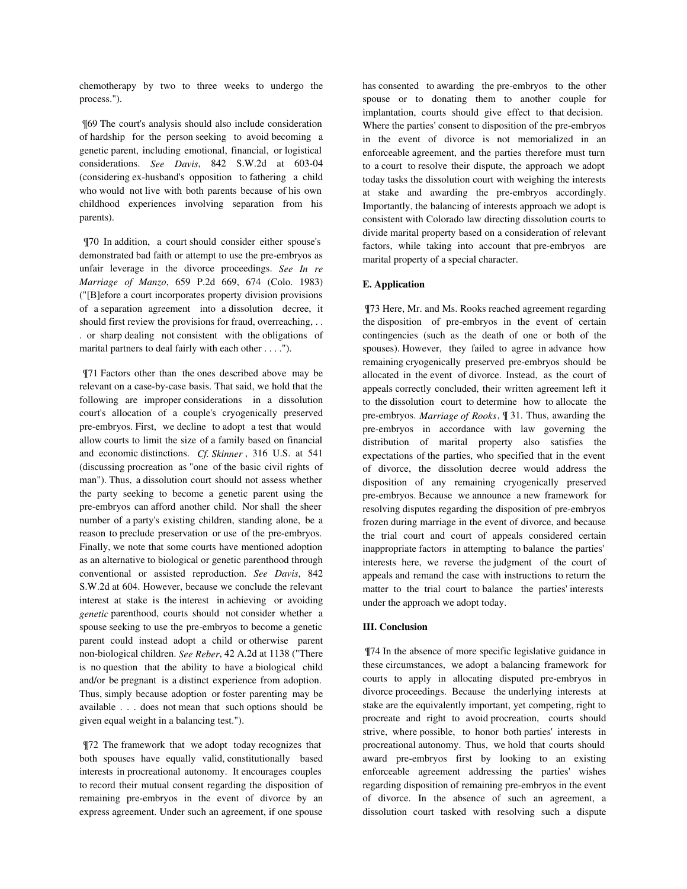chemotherapy by two to three weeks to undergo the process.").

¶69 The court's analysis should also include consideration of hardship for the person seeking to avoid becoming a genetic parent, including emotional, financial, or logistical considerations. *See Davis*, 842 S.W.2d at 603-04 (considering ex-husband's opposition to fathering a child who would not live with both parents because of his own childhood experiences involving separation from his parents).

¶70 In addition, a court should consider either spouse's demonstrated bad faith or attempt to use the pre-embryos as unfair leverage in the divorce proceedings. *See In re Marriage of Manzo*, 659 P.2d 669, 674 (Colo. 1983) ("[B]efore a court incorporates property division provisions of a separation agreement into a dissolution decree, it should first review the provisions for fraud, overreaching, . . . or sharp dealing not consistent with the obligations of marital partners to deal fairly with each other . . . .").

¶71 Factors other than the ones described above may be relevant on a case-by-case basis. That said, we hold that the following are improper considerations in a dissolution court's allocation of a couple's cryogenically preserved pre-embryos. First, we decline to adopt a test that would allow courts to limit the size of a family based on financial and economic distinctions. *Cf. Skinner*, 316 U.S. at 541 (discussing procreation as "one of the basic civil rights of man"). Thus, a dissolution court should not assess whether the party seeking to become a genetic parent using the pre-embryos can afford another child. Nor shall the sheer number of a party's existing children, standing alone, be a reason to preclude preservation or use of the pre-embryos. Finally, we note that some courts have mentioned adoption as an alternative to biological or genetic parenthood through conventional or assisted reproduction. *See Davis*, 842 S.W.2d at 604. However, because we conclude the relevant interest at stake is the interest in achieving or avoiding *genetic* parenthood, courts should not consider whether a spouse seeking to use the pre-embryos to become a genetic parent could instead adopt a child or otherwise parent non-biological children. *See Reber*, 42 A.2d at 1138 ("There is no question that the ability to have a biological child and/or be pregnant is a distinct experience from adoption. Thus, simply because adoption or foster parenting may be available . . . does not mean that such options should be given equal weight in a balancing test.").

¶72 The framework that we adopt today recognizes that both spouses have equally valid, constitutionally based interests in procreational autonomy. It encourages couples to record their mutual consent regarding the disposition of remaining pre-embryos in the event of divorce by an express agreement. Under such an agreement, if one spouse has consented to awarding the pre-embryos to the other spouse or to donating them to another couple for implantation, courts should give effect to that decision. Where the parties' consent to disposition of the pre-embryos in the event of divorce is not memorialized in an enforceable agreement, and the parties therefore must turn to a court to resolve their dispute, the approach we adopt today tasks the dissolution court with weighing the interests at stake and awarding the pre-embryos accordingly. Importantly, the balancing of interests approach we adopt is consistent with Colorado law directing dissolution courts to divide marital property based on a consideration of relevant factors, while taking into account that pre-embryos are marital property of a special character.

### E. Application

¶73 Here, Mr. and Ms. Rooks reached agreement regarding the disposition of pre-embryos in the event of certain contingencies (such as the death of one or both of the spouses). However, they failed to agree in advance how remaining cryogenically preserved pre-embryos should be allocated in the event of divorce. Instead, as the court of appeals correctly concluded, their written agreement left it to the dissolution court to determine how to allocate the pre-embryos. *Marriage of Rooks*, ¶ 31. Thus, awarding the pre-embryos in accordance with law governing the distribution of marital property also satisfies the expectations of the parties, who specified that in the event of divorce, the dissolution decree would address the disposition of any remaining cryogenically preserved pre-embryos. Because we announce a new framework for resolving disputes regarding the disposition of pre-embryos frozen during marriage in the event of divorce, and because the trial court and court of appeals considered certain inappropriate factors in attempting to balance the parties' interests here, we reverse the judgment of the court of appeals and remand the case with instructions to return the matter to the trial court to balance the parties' interests under the approach we adopt today.

## III. Conclusion

¶74 In the absence of more specific legislative guidance in these circumstances, we adopt a balancing framework for courts to apply in allocating disputed pre-embryos in divorce proceedings. Because the underlying interests at stake are the equivalently important, yet competing, right to procreate and right to avoid procreation, courts should strive, where possible, to honor both parties' interests in procreational autonomy. Thus, we hold that courts should award pre-embryos first by looking to an existing enforceable agreement addressing the parties' wishes regarding disposition of remaining pre-embryos in the event of divorce. In the absence of such an agreement, a dissolution court tasked with resolving such a dispute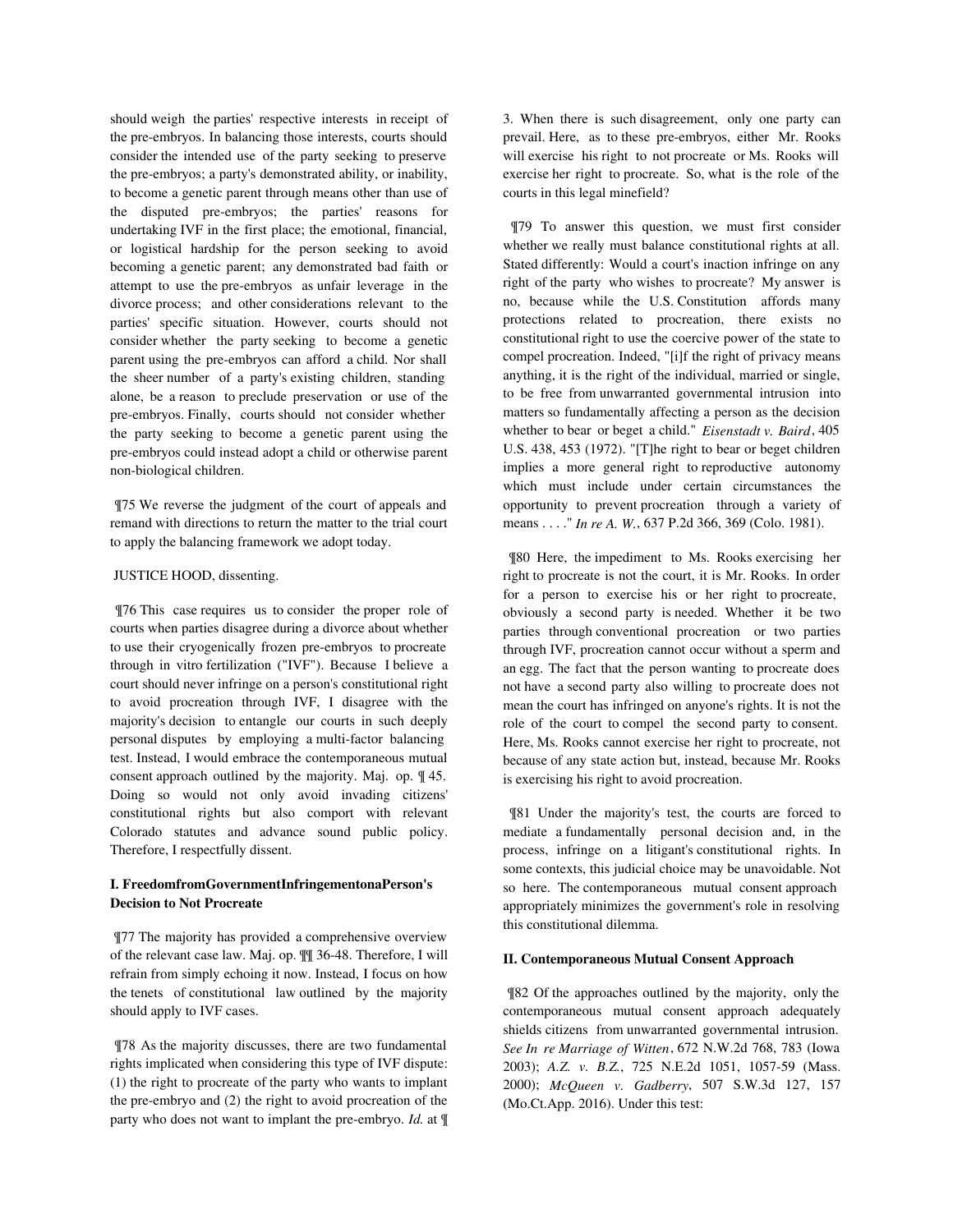should weigh the parties' respective interests in receipt of the pre-embryos. In balancing those interests, courts should consider the intended use of the party seeking to preserve the pre-embryos; a party's demonstrated ability, or inability, to become a genetic parent through means other than use of the disputed pre-embryos; the parties' reasons for undertaking IVF in the first place; the emotional, financial, or logistical hardship for the person seeking to avoid becoming a genetic parent; any demonstrated bad faith or attempt to use the pre-embryos as unfair leverage in the divorce process; and other considerations relevant to the parties' specific situation. However, courts should not consider whether the party seeking to become a genetic parent using the pre-embryos can afford a child. Nor shall the sheer number of a party's existing children, standing alone, be a reason to preclude preservation or use of the pre-embryos. Finally, courts should not consider whether the party seeking to become a genetic parent using the pre-embryos could instead adopt a child or otherwise parent non-biological children.

¶75 We reverse the judgment of the court of appeals and remand with directions to return the matter to the trial court to apply the balancing framework we adopt today.

JUSTICE HOOD, dissenting.

¶76 This case requires us to consider the proper role of courts when parties disagree during a divorce about whether to use their cryogenically frozen pre-embryos to procreate through in vitro fertilization ("IVF"). Because I believe a court should never infringe on a person's constitutional right to avoid procreation through IVF, I disagree with the majority's decision to entangle our courts in such deeply personal disputes by employing a multi-factor balancing test. Instead, I would embrace the contemporaneous mutual consent approach outlined by the majority. Maj. op. ¶ 45. Doing so would not only avoid invading citizens' constitutional rights but also comport with relevant Colorado statutes and advance sound public policy. Therefore, I respectfully dissent.

### I. Freedom from Government Infringement on a Person's Decision to Not Procreate

¶77 The majority has provided a comprehensive overview of the relevant case law. Maj. op. ¶¶ 36-48. Therefore, I will refrain from simply echoing it now. Instead, I focus on how the tenets of constitutional law outlined by the majority should apply to IVF cases.

¶78 As the majority discusses, there are two fundamental rights implicated when considering this type of IVF dispute: (1) the right to procreate of the party who wants to implant the pre-embryo and (2) the right to avoid procreation of the party who does not want to implant the pre-embryo. *Id.* at ¶ 3. When there is such disagreement, only one party can prevail. Here, as to these pre-embryos, either Mr. Rooks will exercise his right to not procreate or Ms. Rooks will exercise her right to procreate. So, what is the role of the courts in this legal minefield?

¶79 To answer this question, we must first consider whether we really must balance constitutional rights at all. Stated differently: Would a court's inaction infringe on any right of the party who wishes to procreate? My answer is no, because while the U.S. Constitution affords many protections related to procreation, there exists no constitutional right to use the coercive power of the state to compel procreation. Indeed, "[i]f the right of privacy means anything, it is the right of the individual, married or single, to be free from unwarranted governmental intrusion into matters so fundamentally affecting a person as the decision whether to bear or beget a child." *Eisenstadt v. Baird*, 405 U.S. 438, 453 (1972). "[T]he right to bear or beget children implies a more general right to reproductive autonomy which must include under certain circumstances the opportunity to prevent procreation through a variety of means . . . ." *In re A. W.*, 637 P.2d 366, 369 (Colo. 1981).

¶80 Here, the impediment to Ms. Rooks exercising her right to procreate is not the court, it is Mr. Rooks. In order for a person to exercise his or her right to procreate, obviously a second party is needed. Whether it be two parties through conventional procreation or two parties through IVF, procreation cannot occur without a sperm and an egg. The fact that the person wanting to procreate does not have a second party also willing to procreate does not mean the court has infringed on anyone's rights. It is not the role of the court to compel the second party to consent. Here, Ms. Rooks cannot exercise her right to procreate, not because of any state action but, instead, because Mr. Rooks is exercising his right to avoid procreation.

¶81 Under the majority's test, the courts are forced to mediate a fundamentally personal decision and, in the process, infringe on a litigant's constitutional rights. In some contexts, this judicial choice may be unavoidable. Not so here. The contemporaneous mutual consent approach appropriately minimizes the government's role in resolving this constitutional dilemma.

### II. Contemporaneous Mutual Consent Approach

¶82 Of the approaches outlined by the majority, only the contemporaneous mutual consent approach adequately shields citizens from unwarranted governmental intrusion. *See In re Marriage of Witten*, 672 N.W.2d 768, 783 (Iowa 2003); *A.Z. v. B.Z.*, 725 N.E.2d 1051, 1057-59 (Mass. 2000); *McQueen v. Gadberry*, 507 S.W.3d 127, 157 (Mo.Ct.App. 2016). Under this test: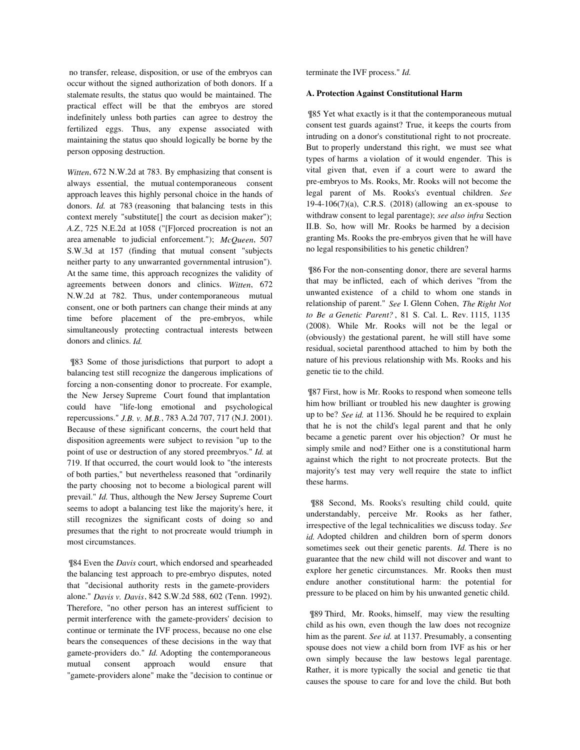no transfer, release, disposition, or use of the embryos can occur without the signed authorization of both donors. If a stalemate results, the status quo would be maintained. The practical effect will be that the embryos are stored indefinitely unless both parties can agree to destroy the fertilized eggs. Thus, any expense associated with maintaining the status quo should logically be borne by the person opposing destruction.

*Witten*, 672 N.W.2d at 783. By emphasizing that consent is always essential, the mutual contemporaneous consent approach leaves this highly personal choice in the hands of donors. *Id.* at 783 (reasoning that balancing tests in this context merely "substitute[] the court as decision maker"); *A.Z.,* 725 N.E.2d at 1058 ("[F]orced procreation is not an area amenable to judicial enforcement."); *McQueen*, 507 S.W.3d at 157 (finding that mutual consent "subjects neither party to any unwarranted governmental intrusion"). At the same time, this approach recognizes the validity of agreements between donors and clinics. *Witten*, 672 N.W.2d at 782. Thus, under contemporaneous mutual consent, one or both partners can change their minds at any time before placement of the pre-embryos, while simultaneously protecting contractual interests between donors and clinics. *Id.*

¶83 Some of those jurisdictions that purport to adopt a balancing test still recognize the dangerous implications of forcing a non-consenting donor to procreate. For example, the New Jersey Supreme Court found that implantation could have "life-long emotional and psychological repercussions." *J.B. v. M.B.*, 783 A.2d 707, 717 (N.J. 2001). Because of these significant concerns, the court held that disposition agreements were subject to revision "up to the point of use or destruction of any stored preembryos." *Id.* at 719. If that occurred, the court would look to "the interests of both parties," but nevertheless reasoned that "ordinarily the party choosing not to become a biological parent will prevail." *Id.* Thus, although the New Jersey Supreme Court seems to adopt a balancing test like the majority's here, it still recognizes the significant costs of doing so and presumes that the right to not procreate would triumph in most circumstances.

¶84 Even the *Davis* court, which endorsed and spearheaded the balancing test approach to pre-embryo disputes, noted that "decisional authority rests in the gamete-providers alone." *Davis v. Davis*, 842 S.W.2d 588, 602 (Tenn. 1992). Therefore, "no other person has an interest sufficient to permit interference with the gamete-providers' decision to continue or terminate the IVF process, because no one else bears the consequences of these decisions in the way that gamete-providers do." *Id.* Adopting the contemporaneous mutual consent approach would ensure that "gamete-providers alone" make the "decision to continue or terminate the IVF process." *Id.*

**A. Protection Against Constitutional Harm**

¶85 Yet what exactly is it that the contemporaneous mutual consent test guards against? True, it keeps the courts from intruding on a donor's constitutional right to not procreate. But to properly understand this right, we must see what types of harms a violation of it would engender. This is vital given that, even if a court were to award the pre-embryos to Ms. Rooks, Mr. Rooks will not become the legal parent of Ms. Rooks's eventual children. *See* 19-4-106(7)(a), C.R.S. (2018) (allowing an ex-spouse to withdraw consent to legal parentage); *see also infra* Section II.B. So, how will Mr. Rooks be harmed by a decision granting Ms. Rooks the pre-embryos given that he will have no legal responsibilities to his genetic children?

¶86 For the non-consenting donor, there are several harms that may be inflicted, each of which derives "from the unwanted existence of a child to whom one stands in relationship of parent." *See* I. Glenn Cohen, *The Right Not to Be a Genetic Parent?*, 81 S. Cal. L. Rev. 1115, 1135 (2008). While Mr. Rooks will not be the legal or (obviously) the gestational parent, he will still have some residual, societal parenthood attached to him by both the nature of his previous relationship with Ms. Rooks and his genetic tie to the child.

¶87 First, how is Mr. Rooks to respond when someone tells him how brilliant or troubled his new daughter is growing up to be? *See id.* at 1136. Should he be required to explain that he is not the child's legal parent and that he only became a genetic parent over his objection? Or must he simply smile and nod? Either one is a constitutional harm against which the right to not procreate protects. But the majority's test may very well require the state to inflict these harms.

¶88 Second, Ms. Rooks's resulting child could, quite understandably, perceive Mr. Rooks as her father, irrespective of the legal technicalities we discuss today. *See id.* Adopted children and children born of sperm donors sometimes seek out their genetic parents. *Id.* There is no guarantee that the new child will not discover and want to explore her genetic circumstances. Mr. Rooks then must endure another constitutional harm: the potential for pressure to be placed on him by his unwanted genetic child.

¶89 Third, Mr. Rooks, himself, may view the resulting child as his own, even though the law does not recognize him as the parent. *See id.* at 1137. Presumably, a consenting spouse does not view a child born from IVF as his or her own simply because the law bestows legal parentage. Rather, it is more typically the social and genetic tie that causes the spouse to care for and love the child. But both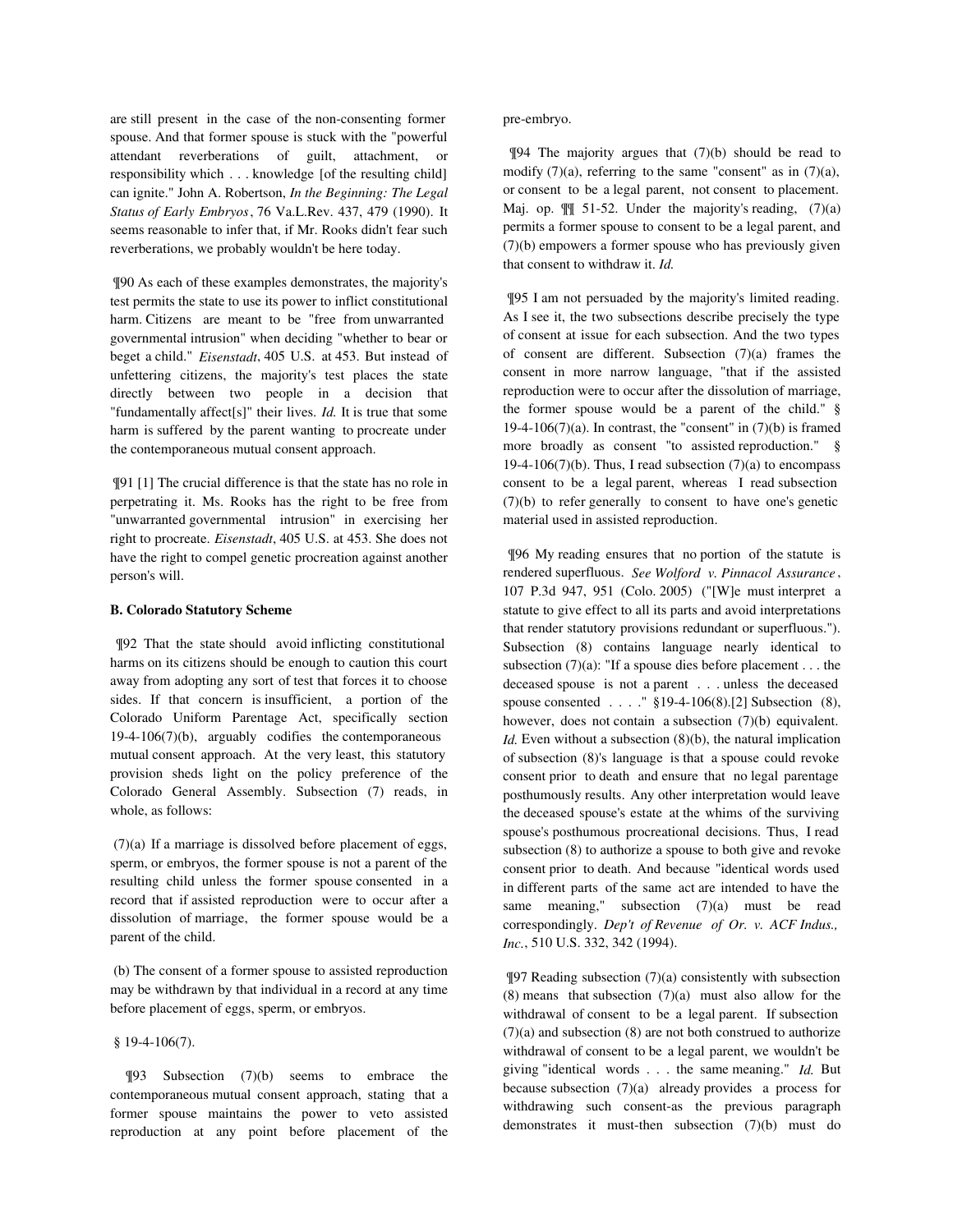are still present in the case of the non-consenting former spouse. And that former spouse is stuck with the "powerful attendant reverberations of guilt, attachment, or responsibility which . . . knowledge [of the resulting child] can ignite." John A. Robertson, *In the Beginning: The Legal Status of Early Embryos*, 76 Va.L.Rev. 437, 479 (1990). It seems reasonable to infer that, if Mr. Rooks didn't fear such reverberations, we probably wouldn't be here today.

¶90 As each of these examples demonstrates, the majority's test permits the state to use its power to inflict constitutional harm. Citizens are meant to be "free from unwarranted governmental intrusion" when deciding "whether to bear or beget a child." *Eisenstadt*, 405 U.S. at 453. But instead of unfettering citizens, the majority's test places the state directly between two people in a decision that "fundamentally affect[s]" their lives. *Id.* It is true that some harm is suffered by the parent wanting to procreate under the contemporaneous mutual consent approach.

¶91 [1] The crucial difference is that the state has no role in perpetrating it. Ms. Rooks has the right to be free from "unwarranted governmental intrusion" in exercising her right to procreate. *Eisenstadt*, 405 U.S. at 453. She does not have the right to compel genetic procreation against another person's will.

**B. Colorado Statutory Scheme**

¶92 That the state should avoid inflicting constitutional harms on its citizens should be enough to caution this court away from adopting any sort of test that forces it to choose sides. If that concern is insufficient, a portion of the Colorado Uniform Parentage Act, specifically section 19-4-106(7)(b), arguably codifies the contemporaneous mutual consent approach. At the very least, this statutory provision sheds light on the policy preference of the Colorado General Assembly. Subsection (7) reads, in whole, as follows:

(7)(a) If a marriage is dissolved before placement of eggs, sperm, or embryos, the former spouse is not a parent of the resulting child unless the former spouse consented in a record that if assisted reproduction were to occur after a dissolution of marriage, the former spouse would be a parent of the child.

(b) The consent of a former spouse to assisted reproduction may be withdrawn by that individual in a record at any time before placement of eggs, sperm, or embryos.

§ 19-4-106(7).

¶93 Subsection (7)(b) seems to embrace the contemporaneous mutual consent approach, stating that a former spouse maintains the power to veto assisted reproduction at any point before placement of the pre-embryo.

¶94 The majority argues that (7)(b) should be read to modify (7)(a), referring to the same "consent" as in (7)(a), or consent to be a legal parent, not consent to placement. Maj. op. ¶¶ 51-52. Under the majority's reading, (7)(a) permits a former spouse to consent to be a legal parent, and (7)(b) empowers a former spouse who has previously given that consent to withdraw it. *Id.*

¶95 I am not persuaded by the majority's limited reading. As I see it, the two subsections describe precisely the type of consent at issue for each subsection. And the two types of consent are different. Subsection (7)(a) frames the consent in more narrow language, "that if the assisted reproduction were to occur after the dissolution of marriage, the former spouse would be a parent of the child." § 19-4-106(7)(a). In contrast, the "consent" in (7)(b) is framed more broadly as consent "to assisted reproduction." § 19-4-106(7)(b). Thus, I read subsection (7)(a) to encompass consent to be a legal parent, whereas I read subsection (7)(b) to refer generally to consent to have one's genetic material used in assisted reproduction.

¶96 My reading ensures that no portion of the statute is rendered superfluous. *See Wolford v. Pinnacol Assurance*, 107 P.3d 947, 951 (Colo. 2005) ("[W]e must interpret a statute to give effect to all its parts and avoid interpretations that render statutory provisions redundant or superfluous."). Subsection (8) contains language nearly identical to subsection (7)(a): "If a spouse dies before placement . . . the deceased spouse is not a parent . . . unless the deceased spouse consented . . . ." §19-4-106(8).[2] Subsection (8), however, does not contain a subsection (7)(b) equivalent. *Id.* Even without a subsection (8)(b), the natural implication of subsection (8)'s language is that a spouse could revoke consent prior to death and ensure that no legal parentage posthumously results. Any other interpretation would leave the deceased spouse's estate at the whims of the surviving spouse's posthumous procreational decisions. Thus, I read subsection (8) to authorize a spouse to both give and revoke consent prior to death. And because "identical words used in different parts of the same act are intended to have the same meaning," subsection (7)(a) must be read correspondingly. *Dep't of Revenue of Or. v. ACF Indus., Inc.*, 510 U.S. 332, 342 (1994).

¶97 Reading subsection (7)(a) consistently with subsection (8) means that subsection (7)(a) must also allow for the withdrawal of consent to be a legal parent. If subsection (7)(a) and subsection (8) are not both construed to authorize withdrawal of consent to be a legal parent, we wouldn't be giving "identical words . . . the same meaning." *Id.* But because subsection (7)(a) already provides a process for withdrawing such consent-as the previous paragraph demonstrates it must-then subsection (7)(b) must do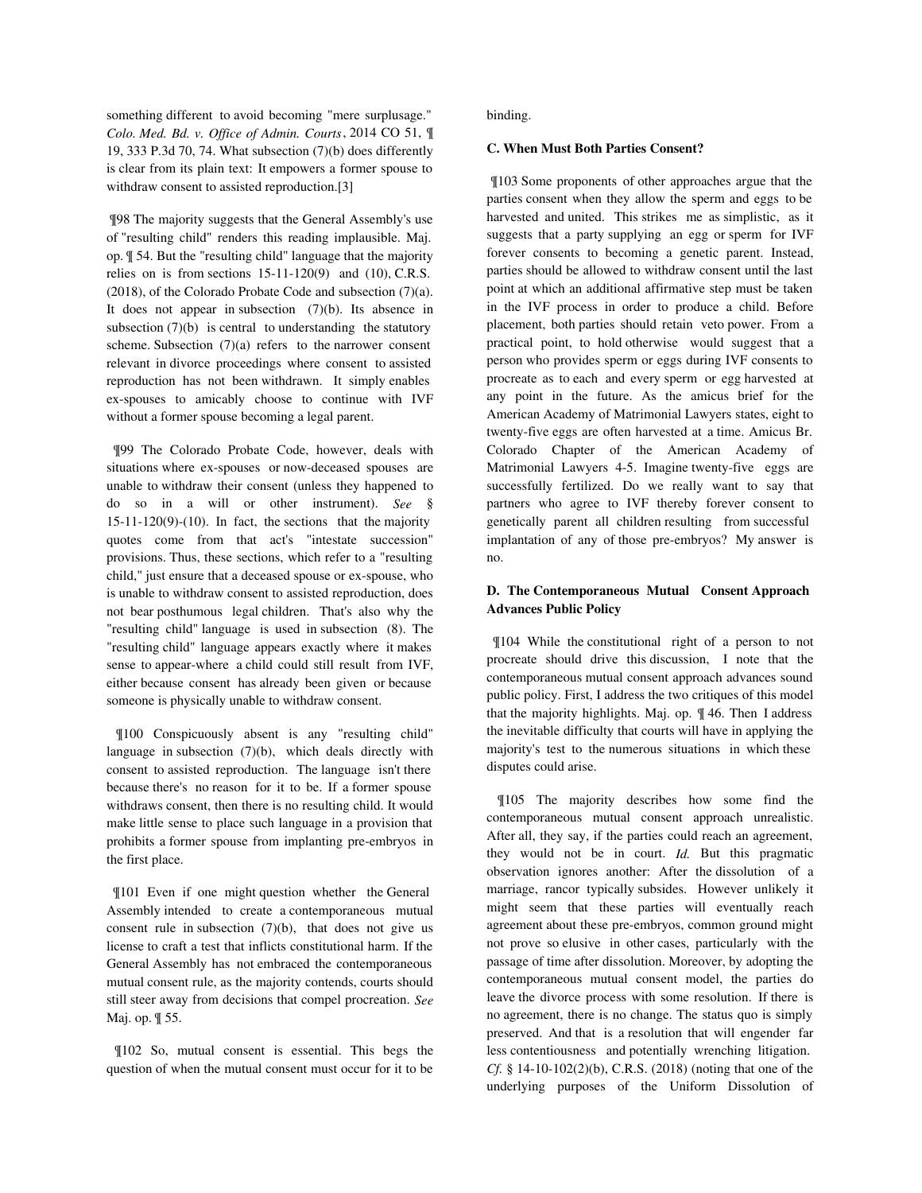something different to avoid becoming "mere surplusage." *Colo. Med. Bd. v. Office of Admin. Courts*, 2014 CO 51, ¶ 19, 333 P.3d 70, 74. What subsection (7)(b) does differently is clear from its plain text: It empowers a former spouse to withdraw consent to assisted reproduction.[3]

¶98 The majority suggests that the General Assembly's use of "resulting child" renders this reading implausible. Maj. op. ¶ 54. But the "resulting child" language that the majority relies on is from sections 15-11-120(9) and (10), C.R.S. (2018), of the Colorado Probate Code and subsection (7)(a). It does not appear in subsection (7)(b). Its absence in subsection (7)(b) is central to understanding the statutory scheme. Subsection (7)(a) refers to the narrower consent relevant in divorce proceedings where consent to assisted reproduction has not been withdrawn. It simply enables ex-spouses to amicably choose to continue with IVF without a former spouse becoming a legal parent.

¶99 The Colorado Probate Code, however, deals with situations where ex-spouses or now-deceased spouses are unable to withdraw their consent (unless they happened to do so in a will or other instrument). *See* § 15-11-120(9)-(10). In fact, the sections that the majority quotes come from that act's "intestate succession" provisions. Thus, these sections, which refer to a "resulting child," just ensure that a deceased spouse or ex-spouse, who is unable to withdraw consent to assisted reproduction, does not bear posthumous legal children. That's also why the "resulting child" language is used in subsection (8). The "resulting child" language appears exactly where it makes sense to appear-where a child could still result from IVF, either because consent has already been given or because someone is physically unable to withdraw consent.

¶100 Conspicuously absent is any "resulting child" language in subsection (7)(b), which deals directly with consent to assisted reproduction. The language isn't there because there's no reason for it to be. If a former spouse withdraws consent, then there is no resulting child. It would make little sense to place such language in a provision that prohibits a former spouse from implanting pre-embryos in the first place.

¶101 Even if one might question whether the General Assembly intended to create a contemporaneous mutual consent rule in subsection (7)(b), that does not give us license to craft a test that inflicts constitutional harm. If the General Assembly has not embraced the contemporaneous mutual consent rule, as the majority contends, courts should still steer away from decisions that compel procreation. *See* Maj. op. ¶ 55.

¶102 So, mutual consent is essential. This begs the question of when the mutual consent must occur for it to be binding.

### C. When Must Both Parties Consent?

¶103 Some proponents of other approaches argue that the parties consent when they allow the sperm and eggs to be harvested and united. This strikes me as simplistic, as it suggests that a party supplying an egg or sperm for IVF forever consents to becoming a genetic parent. Instead, parties should be allowed to withdraw consent until the last point at which an additional affirmative step must be taken in the IVF process in order to produce a child. Before placement, both parties should retain veto power. From a practical point, to hold otherwise would suggest that a person who provides sperm or eggs during IVF consents to procreate as to each and every sperm or egg harvested at any point in the future. As the amicus brief for the American Academy of Matrimonial Lawyers states, eight to twenty-five eggs are often harvested at a time. Amicus Br. Colorado Chapter of the American Academy of Matrimonial Lawyers 4-5. Imagine twenty-five eggs are successfully fertilized. Do we really want to say that partners who agree to IVF thereby forever consent to genetically parent all children resulting from successful implantation of any of those pre-embryos? My answer is no.

### D. The Contemporaneous Mutual Consent Approach Advances Public Policy

¶104 While the constitutional right of a person to not procreate should drive this discussion, I note that the contemporaneous mutual consent approach advances sound public policy. First, I address the two critiques of this model that the majority highlights. Maj. op. ¶ 46. Then I address the inevitable difficulty that courts will have in applying the majority's test to the numerous situations in which these disputes could arise.

¶105 The majority describes how some find the contemporaneous mutual consent approach unrealistic. After all, they say, if the parties could reach an agreement, they would not be in court. *Id.* But this pragmatic observation ignores another: After the dissolution of a marriage, rancor typically subsides. However unlikely it might seem that these parties will eventually reach agreement about these pre-embryos, common ground might not prove so elusive in other cases, particularly with the passage of time after dissolution. Moreover, by adopting the contemporaneous mutual consent model, the parties do leave the divorce process with some resolution. If there is no agreement, there is no change. The status quo is simply preserved. And that is a resolution that will engender far less contentiousness and potentially wrenching litigation. *Cf.* § 14-10-102(2)(b), C.R.S. (2018) (noting that one of the underlying purposes of the Uniform Dissolution of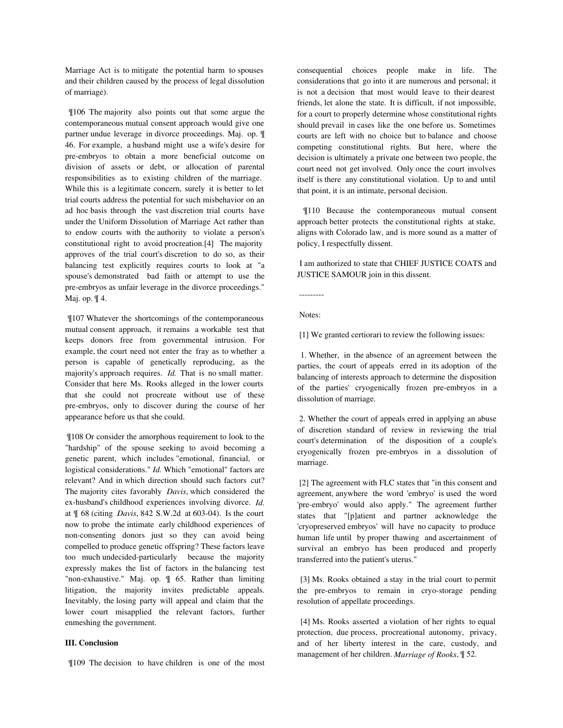Marriage Act is to mitigate the potential harm to spouses and their children caused by the process of legal dissolution of marriage).

¶106 The majority also points out that some argue the contemporaneous mutual consent approach would give one partner undue leverage in divorce proceedings. Maj. op. ¶ 46. For example, a husband might use a wife's desire for pre-embryos to obtain a more beneficial outcome on division of assets or debt, or allocation of parental responsibilities as to existing children of the marriage. While this is a legitimate concern, surely it is better to let trial courts address the potential for such misbehavior on an ad hoc basis through the vast discretion trial courts have under the Uniform Dissolution of Marriage Act rather than to endow courts with the authority to violate a person's constitutional right to avoid procreation.[4] The majority approves of the trial court's discretion to do so, as their balancing test explicitly requires courts to look at "a spouse's demonstrated bad faith or attempt to use the pre-embryos as unfair leverage in the divorce proceedings." Maj. op. ¶ 4.

¶107 Whatever the shortcomings of the contemporaneous mutual consent approach, it remains a workable test that keeps donors free from governmental intrusion. For example, the court need not enter the fray as to whether a person is capable of genetically reproducing, as the majority's approach requires. *Id.* That is no small matter. Consider that here Ms. Rooks alleged in the lower courts that she could not procreate without use of these pre-embryos, only to discover during the course of her appearance before us that she could.

¶108 Or consider the amorphous requirement to look to the "hardship" of the spouse seeking to avoid becoming a genetic parent, which includes "emotional, financial, or logistical considerations." *Id.* Which "emotional" factors are relevant? And in which direction should such factors cut? The majority cites favorably *Davis*, which considered the ex-husband's childhood experiences involving divorce. *Id.* at ¶ 68 (citing *Davis*, 842 S.W.2d at 603-04). Is the court now to probe the intimate early childhood experiences of non-consenting donors just so they can avoid being compelled to produce genetic offspring? These factors leave too much undecided-particularly because the majority expressly makes the list of factors in the balancing test "non-exhaustive." Maj. op. ¶ 65. Rather than limiting litigation, the majority invites predictable appeals. Inevitably, the losing party will appeal and claim that the lower court misapplied the relevant factors, further enmeshing the government.

### III. Conclusion

¶109 The decision to have children is one of the most consequential choices people make in life. The considerations that go into it are numerous and personal; it is not a decision that most would leave to their dearest friends, let alone the state. It is difficult, if not impossible, for a court to properly determine whose constitutional rights should prevail in cases like the one before us. Sometimes courts are left with no choice but to balance and choose competing constitutional rights. But here, where the decision is ultimately a private one between two people, the court need not get involved. Only once the court involves itself is there any constitutional violation. Up to and until that point, it is an intimate, personal decision.

¶110 Because the contemporaneous mutual consent approach better protects the constitutional rights at stake, aligns with Colorado law, and is more sound as a matter of policy, I respectfully dissent.

I am authorized to state that CHIEF JUSTICE COATS and JUSTICE SAMOUR join in this dissent.

---------

Notes:

[1] We granted certiorari to review the following issues:

1. Whether, in the absence of an agreement between the parties, the court of appeals erred in its adoption of the balancing of interests approach to determine the disposition of the parties' cryogenically frozen pre-embryos in a dissolution of marriage.

2. Whether the court of appeals erred in applying an abuse of discretion standard of review in reviewing the trial court's determination of the disposition of a couple's cryogenically frozen pre-embryos in a dissolution of marriage.

[2] The agreement with FLC states that "in this consent and agreement, anywhere the word 'embryo' is used the word 'pre-embryo' would also apply." The agreement further states that "[p]atient and partner acknowledge the 'cryopreserved embryos' will have no capacity to produce human life until by proper thawing and ascertainment of survival an embryo has been produced and properly transferred into the patient's uterus."

[3] Ms. Rooks obtained a stay in the trial court to permit the pre-embryos to remain in cryo-storage pending resolution of appellate proceedings.

[4] Ms. Rooks asserted a violation of her rights to equal protection, due process, procreational autonomy, privacy, and of her liberty interest in the care, custody, and management of her children. *Marriage of Rooks*, ¶ 52.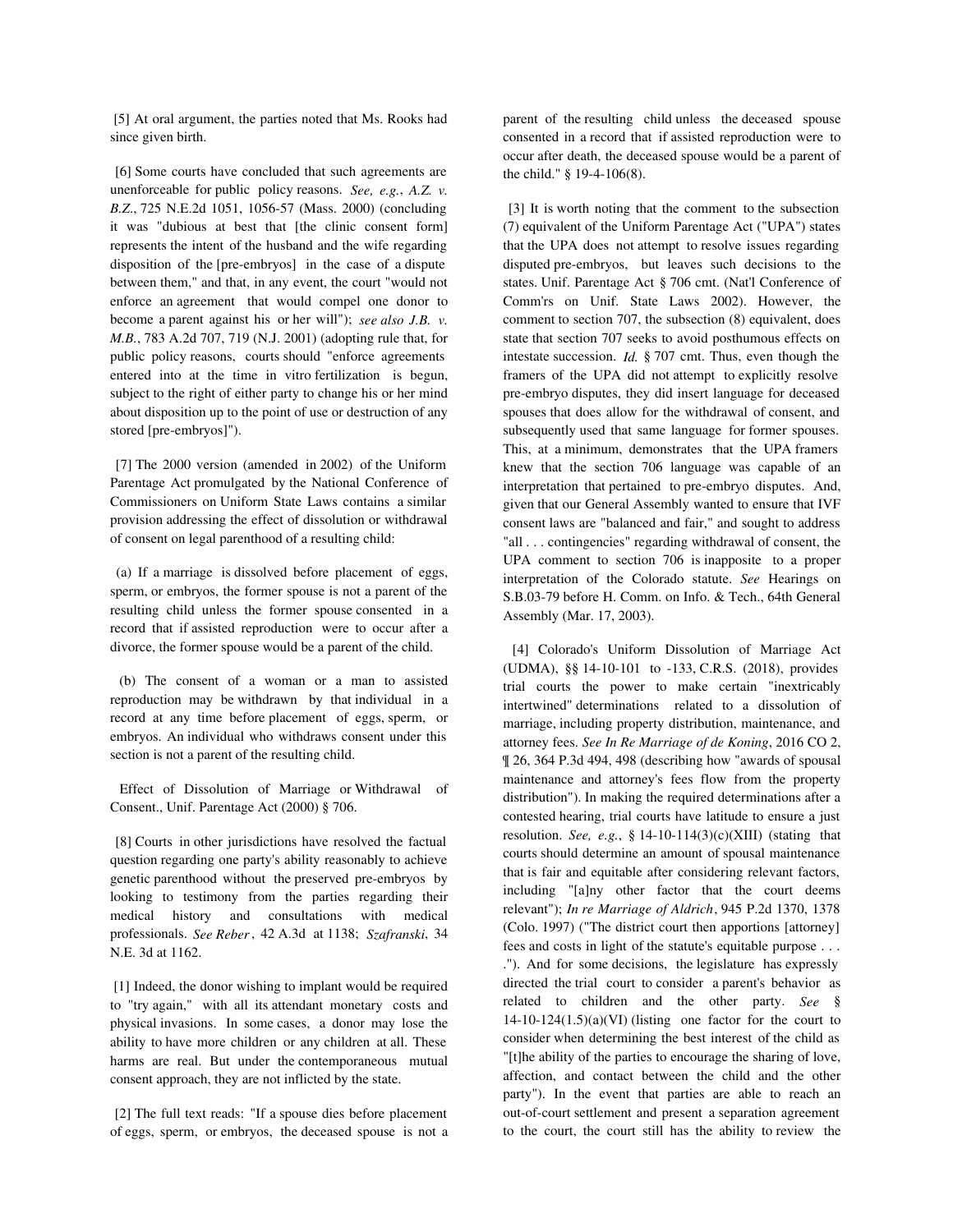[5] At oral argument, the parties noted that Ms. Rooks had since given birth.

[6] Some courts have concluded that such agreements are unenforceable for public policy reasons. *See, e.g.*, *A.Z. v. B.Z.*, 725 N.E.2d 1051, 1056-57 (Mass. 2000) (concluding it was "dubious at best that [the clinic consent form] represents the intent of the husband and the wife regarding disposition of the [pre-embryos] in the case of a dispute between them," and that, in any event, the court "would not enforce an agreement that would compel one donor to become a parent against his or her will"); *see also J.B. v. M.B.*, 783 A.2d 707, 719 (N.J. 2001) (adopting rule that, for public policy reasons, courts should "enforce agreements entered into at the time in vitro fertilization is begun, subject to the right of either party to change his or her mind about disposition up to the point of use or destruction of any stored [pre-embryos]").

[7] The 2000 version (amended in 2002) of the Uniform Parentage Act promulgated by the National Conference of Commissioners on Uniform State Laws contains a similar provision addressing the effect of dissolution or withdrawal of consent on legal parenthood of a resulting child:

(a) If a marriage is dissolved before placement of eggs, sperm, or embryos, the former spouse is not a parent of the resulting child unless the former spouse consented in a record that if assisted reproduction were to occur after a divorce, the former spouse would be a parent of the child.

(b) The consent of a woman or a man to assisted reproduction may be withdrawn by that individual in a record at any time before placement of eggs, sperm, or embryos. An individual who withdraws consent under this section is not a parent of the resulting child.

Effect of Dissolution of Marriage or Withdrawal of Consent., Unif. Parentage Act (2000) § 706.

[8] Courts in other jurisdictions have resolved the factual question regarding one party's ability reasonably to achieve genetic parenthood without the preserved pre-embryos by looking to testimony from the parties regarding their medical history and consultations with medical professionals. *See Reber*, 42 A.3d at 1138; *Szafranski*, 34 N.E. 3d at 1162.

[1] Indeed, the donor wishing to implant would be required to "try again," with all its attendant monetary costs and physical invasions. In some cases, a donor may lose the ability to have more children or any children at all. These harms are real. But under the contemporaneous mutual consent approach, they are not inflicted by the state.

[2] The full text reads: "If a spouse dies before placement of eggs, sperm, or embryos, the deceased spouse is not a parent of the resulting child unless the deceased spouse consented in a record that if assisted reproduction were to occur after death, the deceased spouse would be a parent of the child." § 19-4-106(8).

[3] It is worth noting that the comment to the subsection (7) equivalent of the Uniform Parentage Act ("UPA") states that the UPA does not attempt to resolve issues regarding disputed pre-embryos, but leaves such decisions to the states. Unif. Parentage Act § 706 cmt. (Nat'l Conference of Comm'rs on Unif. State Laws 2002). However, the comment to section 707, the subsection (8) equivalent, does state that section 707 seeks to avoid posthumous effects on intestate succession. *Id.* § 707 cmt. Thus, even though the framers of the UPA did not attempt to explicitly resolve pre-embryo disputes, they did insert language for deceased spouses that does allow for the withdrawal of consent, and subsequently used that same language for former spouses. This, at a minimum, demonstrates that the UPA framers knew that the section 706 language was capable of an interpretation that pertained to pre-embryo disputes. And, given that our General Assembly wanted to ensure that IVF consent laws are "balanced and fair," and sought to address "all . . . contingencies" regarding withdrawal of consent, the UPA comment to section 706 is inapposite to a proper interpretation of the Colorado statute. *See* Hearings on S.B.03-79 before H. Comm. on Info. & Tech., 64th General Assembly (Mar. 17, 2003).

[4] Colorado's Uniform Dissolution of Marriage Act (UDMA), §§ 14-10-101 to -133, C.R.S. (2018), provides trial courts the power to make certain "inextricably intertwined" determinations related to a dissolution of marriage, including property distribution, maintenance, and attorney fees. *See In Re Marriage of de Koning*, 2016 CO 2, ¶ 26, 364 P.3d 494, 498 (describing how "awards of spousal maintenance and attorney's fees flow from the property distribution"). In making the required determinations after a contested hearing, trial courts have latitude to ensure a just resolution. *See, e.g.*, § 14-10-114(3)(c)(XIII) (stating that courts should determine an amount of spousal maintenance that is fair and equitable after considering relevant factors, including "[a]ny other factor that the court deems relevant"); *In re Marriage of Aldrich*, 945 P.2d 1370, 1378 (Colo. 1997) ("The district court then apportions [attorney] fees and costs in light of the statute's equitable purpose . . . ."). And for some decisions, the legislature has expressly directed the trial court to consider a parent's behavior as related to children and the other party. *See* § 14-10-124(1.5)(a)(VI) (listing one factor for the court to consider when determining the best interest of the child as "[t]he ability of the parties to encourage the sharing of love, affection, and contact between the child and the other party"). In the event that parties are able to reach an out-of-court settlement and present a separation agreement to the court, the court still has the ability to review the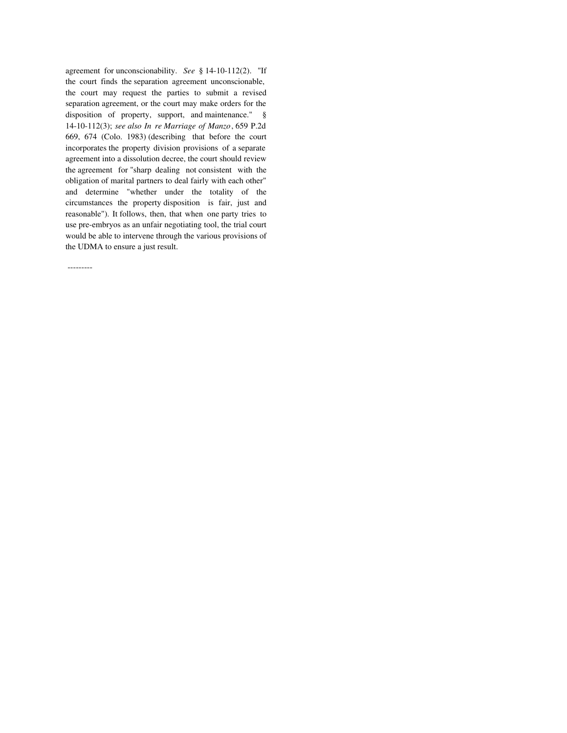agreement for unconscionability. *See* § 14-10-112(2). "If the court finds the separation agreement unconscionable, the court may request the parties to submit a revised separation agreement, or the court may make orders for the disposition of property, support, and maintenance." § 14-10-112(3); *see also In re Marriage of Manzo*, 659 P.2d 669, 674 (Colo. 1983) (describing that before the court incorporates the property division provisions of a separate agreement into a dissolution decree, the court should review the agreement for "sharp dealing not consistent with the obligation of marital partners to deal fairly with each other" and determine "whether under the totality of the circumstances the property disposition is fair, just and reasonable"). It follows, then, that when one party tries to use pre-embryos as an unfair negotiating tool, the trial court would be able to intervene through the various provisions of the UDMA to ensure a just result.

---------